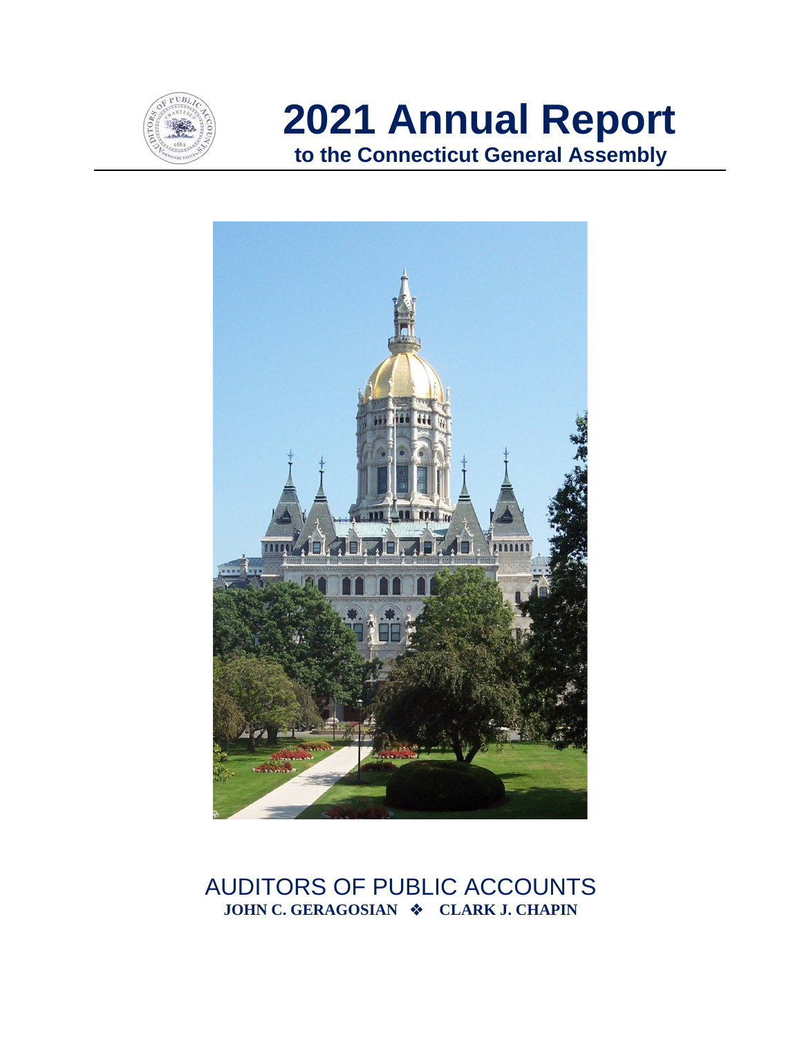# 2021 Annual Report

**to the Connecticut General Assembly**

AUDITORS OF PUBLIC ACCOUNTS

**JOHN C. GERAGOSIAN ❖ CLARK J. CHAPIN**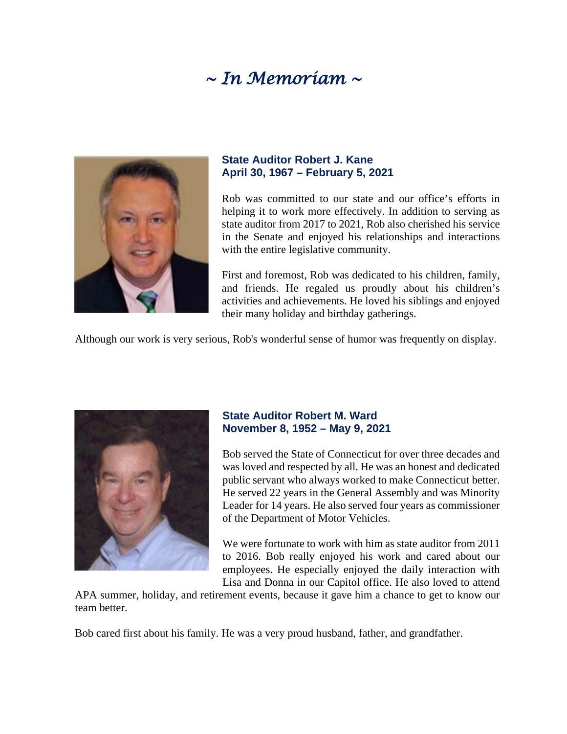# *~ In Memoriam ~*

**State Auditor Robert J. Kane**
**April 30, 1967 – February 5, 2021**

Rob was committed to our state and our office's efforts in helping it to work more effectively. In addition to serving as state auditor from 2017 to 2021, Rob also cherished his service in the Senate and enjoyed his relationships and interactions with the entire legislative community.

First and foremost, Rob was dedicated to his children, family, and friends. He regaled us proudly about his children's activities and achievements. He loved his siblings and enjoyed their many holiday and birthday gatherings.

Although our work is very serious, Rob's wonderful sense of humor was frequently on display.

**State Auditor Robert M. Ward**
**November 8, 1952 – May 9, 2021**

Bob served the State of Connecticut for over three decades and was loved and respected by all. He was an honest and dedicated public servant who always worked to make Connecticut better. He served 22 years in the General Assembly and was Minority Leader for 14 years. He also served four years as commissioner of the Department of Motor Vehicles.

We were fortunate to work with him as state auditor from 2011 to 2016. Bob really enjoyed his work and cared about our employees. He especially enjoyed the daily interaction with Lisa and Donna in our Capitol office. He also loved to attend APA summer, holiday, and retirement events, because it gave him a chance to get to know our team better.

Bob cared first about his family. He was a very proud husband, father, and grandfather.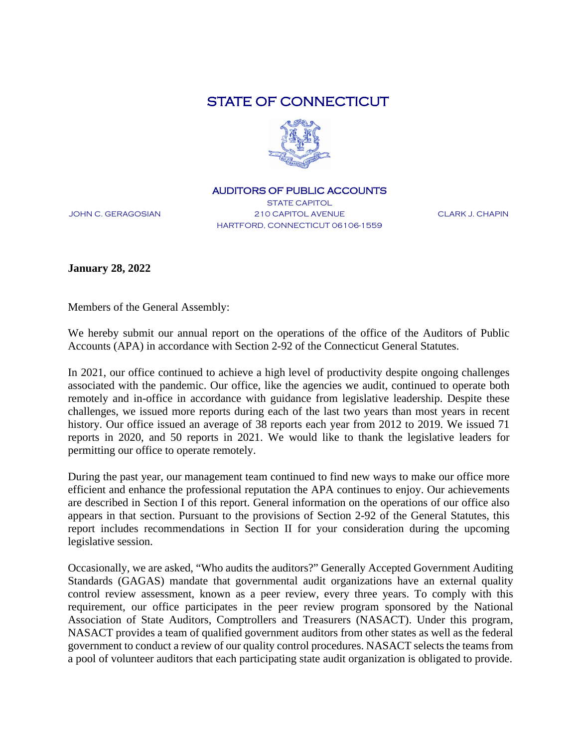# STATE OF CONNECTICUT

**AUDITORS OF PUBLIC ACCOUNTS**

JOHN C. GERAGOSIAN | STATE CAPITOL | 210 CAPITOL AVENUE | HARTFORD, CONNECTICUT 06106-1559 | CLARK J. CHAPIN

**January 28, 2022**

Members of the General Assembly:

We hereby submit our annual report on the operations of the office of the Auditors of Public Accounts (APA) in accordance with Section 2-92 of the Connecticut General Statutes.

In 2021, our office continued to achieve a high level of productivity despite ongoing challenges associated with the pandemic. Our office, like the agencies we audit, continued to operate both remotely and in-office in accordance with guidance from legislative leadership. Despite these challenges, we issued more reports during each of the last two years than most years in recent history. Our office issued an average of 38 reports each year from 2012 to 2019. We issued 71 reports in 2020, and 50 reports in 2021. We would like to thank the legislative leaders for permitting our office to operate remotely.

During the past year, our management team continued to find new ways to make our office more efficient and enhance the professional reputation the APA continues to enjoy. Our achievements are described in Section I of this report. General information on the operations of our office also appears in that section. Pursuant to the provisions of Section 2-92 of the General Statutes, this report includes recommendations in Section II for your consideration during the upcoming legislative session.

Occasionally, we are asked, "Who audits the auditors?" Generally Accepted Government Auditing Standards (GAGAS) mandate that governmental audit organizations have an external quality control review assessment, known as a peer review, every three years. To comply with this requirement, our office participates in the peer review program sponsored by the National Association of State Auditors, Comptrollers and Treasurers (NASACT). Under this program, NASACT provides a team of qualified government auditors from other states as well as the federal government to conduct a review of our quality control procedures. NASACT selects the teams from a pool of volunteer auditors that each participating state audit organization is obligated to provide.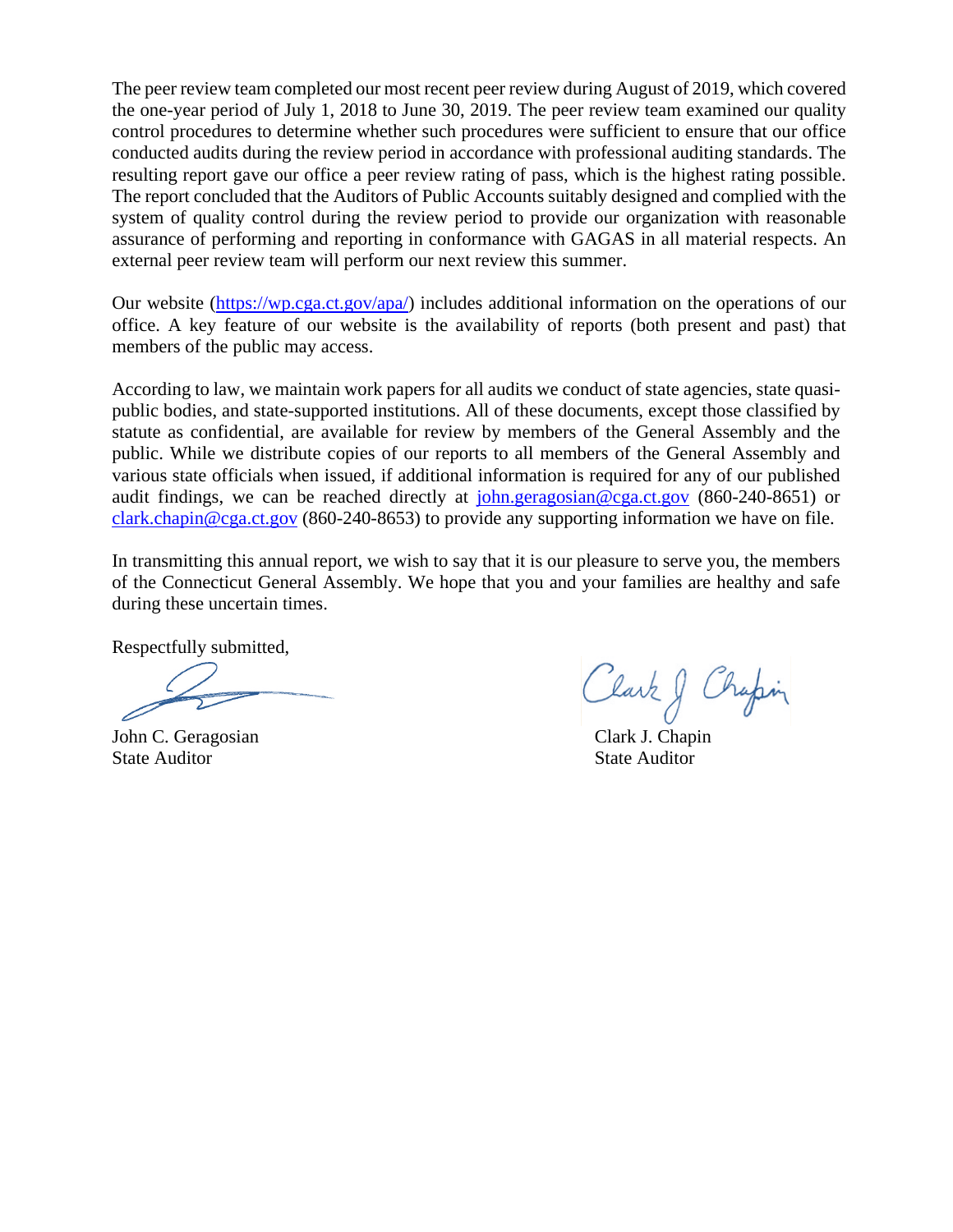The peer review team completed our most recent peer review during August of 2019, which covered the one-year period of July 1, 2018 to June 30, 2019. The peer review team examined our quality control procedures to determine whether such procedures were sufficient to ensure that our office conducted audits during the review period in accordance with professional auditing standards. The resulting report gave our office a peer review rating of pass, which is the highest rating possible. The report concluded that the Auditors of Public Accounts suitably designed and complied with the system of quality control during the review period to provide our organization with reasonable assurance of performing and reporting in conformance with GAGAS in all material respects. An external peer review team will perform our next review this summer.

Our website (https://wp.cga.ct.gov/apa/) includes additional information on the operations of our office. A key feature of our website is the availability of reports (both present and past) that members of the public may access.

According to law, we maintain work papers for all audits we conduct of state agencies, state quasi-public bodies, and state-supported institutions. All of these documents, except those classified by statute as confidential, are available for review by members of the General Assembly and the public. While we distribute copies of our reports to all members of the General Assembly and various state officials when issued, if additional information is required for any of our published audit findings, we can be reached directly at john.geragosian@cga.ct.gov (860-240-8651) or clark.chapin@cga.ct.gov (860-240-8653) to provide any supporting information we have on file.

In transmitting this annual report, we wish to say that it is our pleasure to serve you, the members of the Connecticut General Assembly. We hope that you and your families are healthy and safe during these uncertain times.

Respectfully submitted,

John C. Geragosian
State Auditor

Clark J. Chapin
State Auditor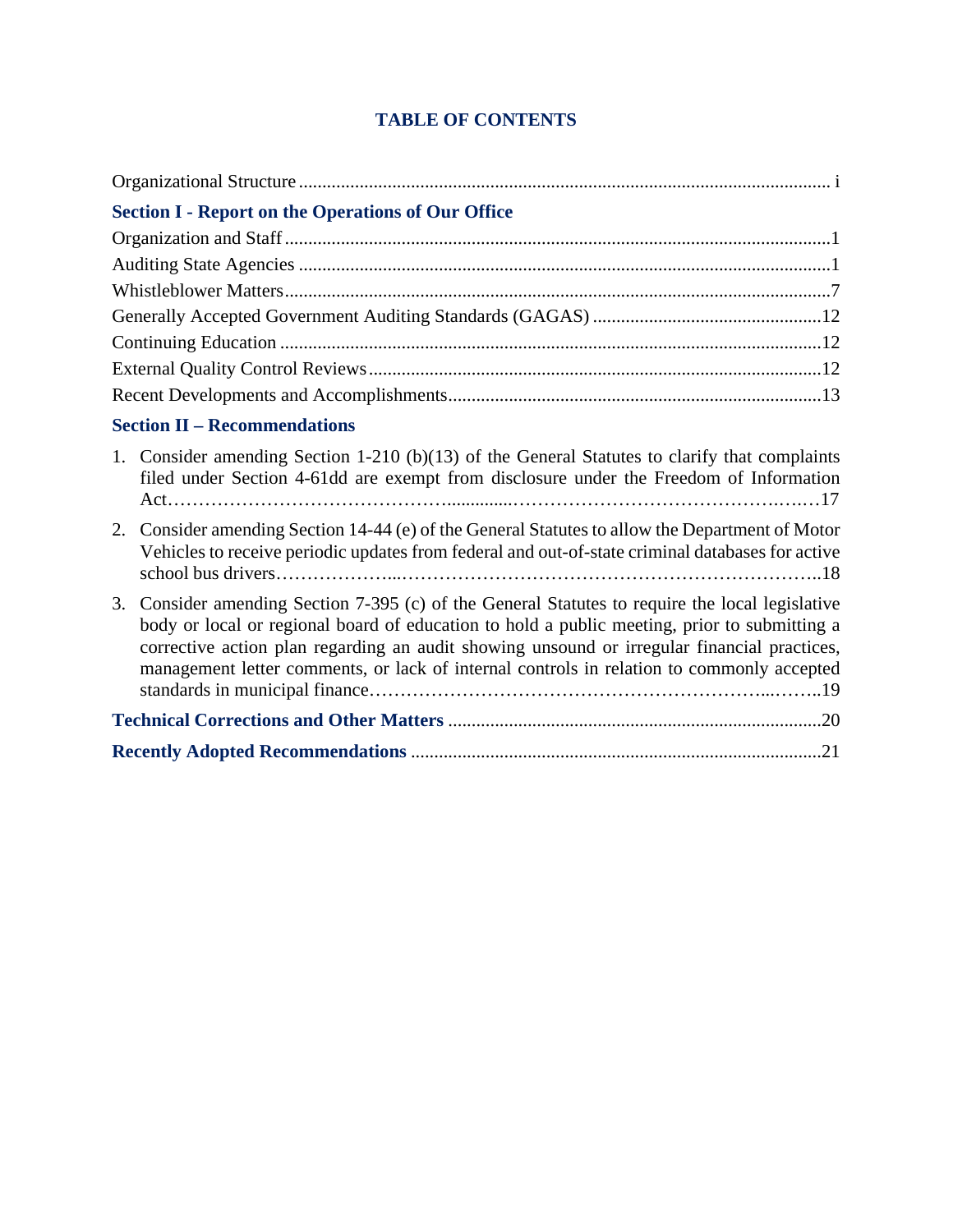# TABLE OF CONTENTS

Organizational Structure ................................................................ i

**Section I - Report on the Operations of Our Office**

Organization and Staff ................................................................ 1

Auditing State Agencies ................................................................ 1

Whistleblower Matters ................................................................ 7

Generally Accepted Government Auditing Standards (GAGAS) ................................ 12

Continuing Education ................................................................ 12

External Quality Control Reviews ................................................................ 12

Recent Developments and Accomplishments ................................................................ 13

**Section II – Recommendations**

1. Consider amending Section 1-210 (b)(13) of the General Statutes to clarify that complaints filed under Section 4-61dd are exempt from disclosure under the Freedom of Information Act ................................................................ 17
2. Consider amending Section 14-44 (e) of the General Statutes to allow the Department of Motor Vehicles to receive periodic updates from federal and out-of-state criminal databases for active school bus drivers ................................................................ 18
3. Consider amending Section 7-395 (c) of the General Statutes to require the local legislative body or local or regional board of education to hold a public meeting, prior to submitting a corrective action plan regarding an audit showing unsound or irregular financial practices, management letter comments, or lack of internal controls in relation to commonly accepted standards in municipal finance ................................................................ 19

**Technical Corrections and Other Matters** ................................................................ 20

**Recently Adopted Recommendations** ................................................................ 21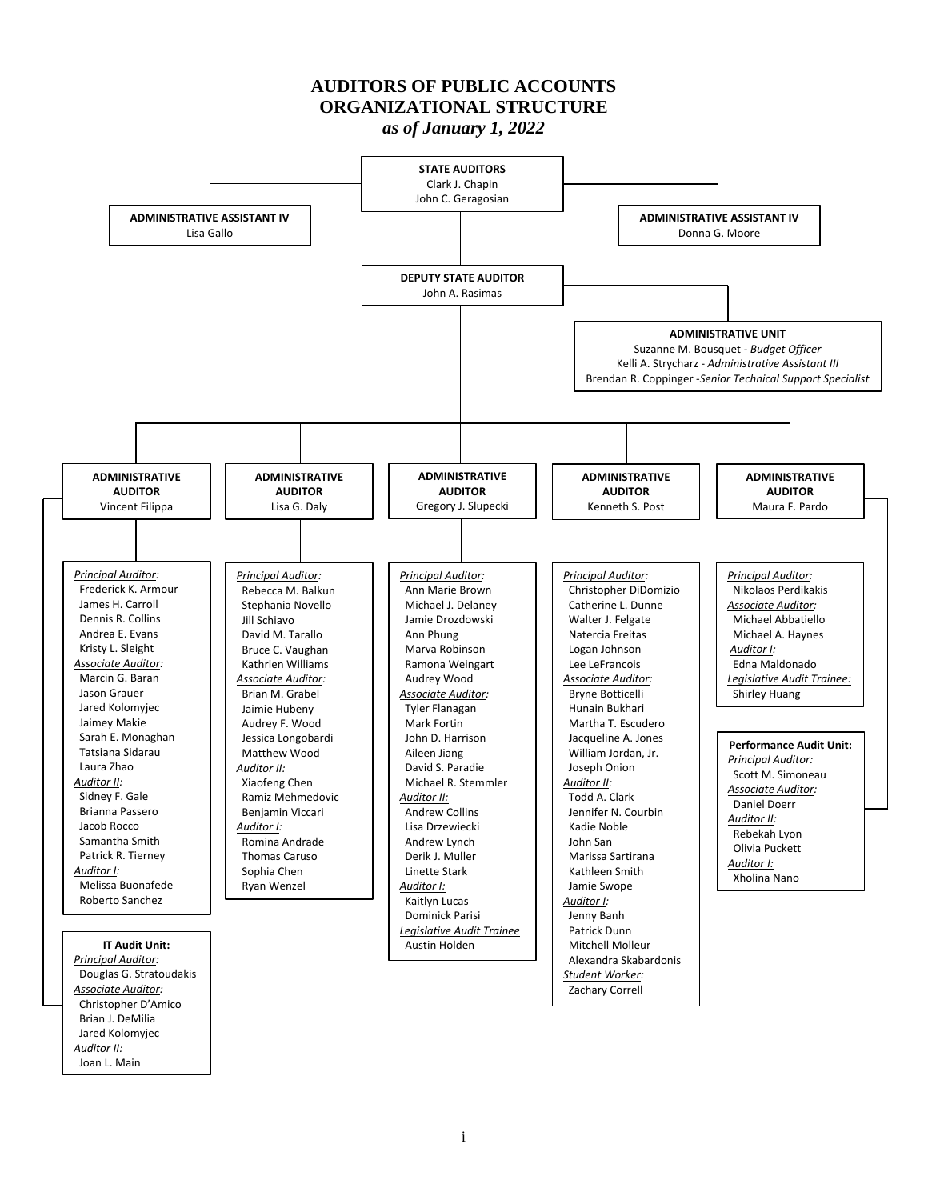# AUDITORS OF PUBLIC ACCOUNTS
# ORGANIZATIONAL STRUCTURE
## *as of January 1, 2022*

**STATE AUDITORS**
Clark J. Chapin
John C. Geragosian

**ADMINISTRATIVE ASSISTANT IV**
Lisa Gallo

**ADMINISTRATIVE ASSISTANT IV**
Donna G. Moore

**DEPUTY STATE AUDITOR**
John A. Rasimas

**ADMINISTRATIVE UNIT**
Suzanne M. Bousquet - *Budget Officer*
Kelli A. Strycharz - *Administrative Assistant III*
Brendan R. Coppinger -*Senior Technical Support Specialist*

---

**ADMINISTRATIVE AUDITOR**
Vincent Filippa

*Principal Auditor:*
- Frederick K. Armour
- James H. Carroll
- Dennis R. Collins
- Andrea E. Evans
- Kristy L. Sleight

*Associate Auditor:*
- Marcin G. Baran
- Jason Grauer
- Jared Kolomyjec
- Jaimey Makie
- Sarah E. Monaghan
- Tatsiana Sidarau
- Laura Zhao

*Auditor II:*
- Sidney F. Gale
- Brianna Passero
- Jacob Rocco
- Samantha Smith
- Patrick R. Tierney

*Auditor I:*
- Melissa Buonafede
- Roberto Sanchez

**IT Audit Unit:**

*Principal Auditor:*
- Douglas G. Stratoudakis

*Associate Auditor:*
- Christopher D'Amico
- Brian J. DeMilia
- Jared Kolomyjec

*Auditor II:*
- Joan L. Main

---

**ADMINISTRATIVE AUDITOR**
Lisa G. Daly

*Principal Auditor:*
- Rebecca M. Balkun
- Stephania Novello
- Jill Schiavo
- David M. Tarallo
- Bruce C. Vaughan
- Kathrien Williams

*Associate Auditor:*
- Brian M. Grabel
- Jaimie Hubeny
- Audrey F. Wood
- Jessica Longobardi
- Matthew Wood

*Auditor II:*
- Xiaofeng Chen
- Ramiz Mehmedovic
- Benjamin Viccari

*Auditor I:*
- Romina Andrade
- Thomas Caruso
- Sophia Chen
- Ryan Wenzel

---

**ADMINISTRATIVE AUDITOR**
Gregory J. Slupecki

*Principal Auditor:*
- Ann Marie Brown
- Michael J. Delaney
- Jamie Drozdowski
- Ann Phung
- Marva Robinson
- Ramona Weingart
- Audrey Wood

*Associate Auditor:*
- Tyler Flanagan
- Mark Fortin
- John D. Harrison
- Aileen Jiang
- David S. Paradie
- Michael R. Stemmler

*Auditor II:*
- Andrew Collins
- Lisa Drzewiecki
- Andrew Lynch
- Derik J. Muller
- Linette Stark

*Auditor I:*
- Kaitlyn Lucas
- Dominick Parisi

*Legislative Audit Trainee*
- Austin Holden

---

**ADMINISTRATIVE AUDITOR**
Kenneth S. Post

*Principal Auditor:*
- Christopher DiDomizio
- Catherine L. Dunne
- Walter J. Felgate
- Natercia Freitas
- Logan Johnson
- Lee LeFrancois

*Associate Auditor:*
- Bryne Botticelli
- Hunain Bukhari
- Martha T. Escudero
- Jacqueline A. Jones
- William Jordan, Jr.
- Joseph Onion

*Auditor II:*
- Todd A. Clark
- Jennifer N. Courbin
- Kadie Noble
- John San
- Marissa Sartirana
- Kathleen Smith
- Jamie Swope

*Auditor I:*
- Jenny Banh
- Patrick Dunn
- Mitchell Molleur
- Alexandra Skabardonis

*Student Worker:*
- Zachary Correll

---

**ADMINISTRATIVE AUDITOR**
Maura F. Pardo

*Principal Auditor:*
- Nikolaos Perdikakis

*Associate Auditor:*
- Michael Abbatiello
- Michael A. Haynes

*Auditor I:*
- Edna Maldonado

*Legislative Audit Trainee:*
- Shirley Huang

**Performance Audit Unit:**

*Principal Auditor:*
- Scott M. Simoneau

*Associate Auditor:*
- Daniel Doerr

*Auditor II:*
- Rebekah Lyon
- Olivia Puckett

*Auditor I:*
- Xholina Nano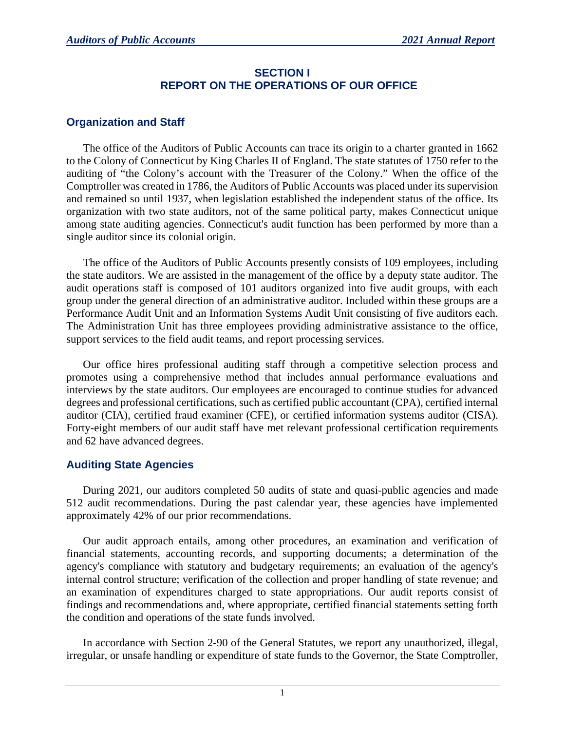# SECTION I
# REPORT ON THE OPERATIONS OF OUR OFFICE

## Organization and Staff

The office of the Auditors of Public Accounts can trace its origin to a charter granted in 1662 to the Colony of Connecticut by King Charles II of England. The state statutes of 1750 refer to the auditing of "the Colony's account with the Treasurer of the Colony." When the office of the Comptroller was created in 1786, the Auditors of Public Accounts was placed under its supervision and remained so until 1937, when legislation established the independent status of the office. Its organization with two state auditors, not of the same political party, makes Connecticut unique among state auditing agencies. Connecticut's audit function has been performed by more than a single auditor since its colonial origin.

The office of the Auditors of Public Accounts presently consists of 109 employees, including the state auditors. We are assisted in the management of the office by a deputy state auditor. The audit operations staff is composed of 101 auditors organized into five audit groups, with each group under the general direction of an administrative auditor. Included within these groups are a Performance Audit Unit and an Information Systems Audit Unit consisting of five auditors each. The Administration Unit has three employees providing administrative assistance to the office, support services to the field audit teams, and report processing services.

Our office hires professional auditing staff through a competitive selection process and promotes using a comprehensive method that includes annual performance evaluations and interviews by the state auditors. Our employees are encouraged to continue studies for advanced degrees and professional certifications, such as certified public accountant (CPA), certified internal auditor (CIA), certified fraud examiner (CFE), or certified information systems auditor (CISA). Forty-eight members of our audit staff have met relevant professional certification requirements and 62 have advanced degrees.

## Auditing State Agencies

During 2021, our auditors completed 50 audits of state and quasi-public agencies and made 512 audit recommendations. During the past calendar year, these agencies have implemented approximately 42% of our prior recommendations.

Our audit approach entails, among other procedures, an examination and verification of financial statements, accounting records, and supporting documents; a determination of the agency's compliance with statutory and budgetary requirements; an evaluation of the agency's internal control structure; verification of the collection and proper handling of state revenue; and an examination of expenditures charged to state appropriations. Our audit reports consist of findings and recommendations and, where appropriate, certified financial statements setting forth the condition and operations of the state funds involved.

In accordance with Section 2-90 of the General Statutes, we report any unauthorized, illegal, irregular, or unsafe handling or expenditure of state funds to the Governor, the State Comptroller,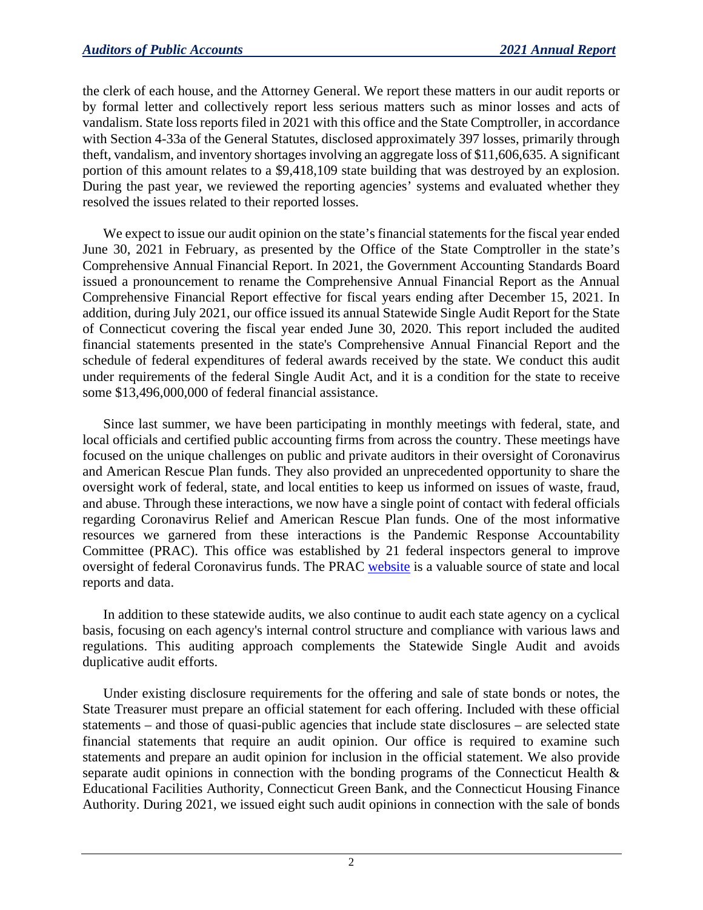the clerk of each house, and the Attorney General. We report these matters in our audit reports or by formal letter and collectively report less serious matters such as minor losses and acts of vandalism. State loss reports filed in 2021 with this office and the State Comptroller, in accordance with Section 4-33a of the General Statutes, disclosed approximately 397 losses, primarily through theft, vandalism, and inventory shortages involving an aggregate loss of $11,606,635. A significant portion of this amount relates to a $9,418,109 state building that was destroyed by an explosion. During the past year, we reviewed the reporting agencies' systems and evaluated whether they resolved the issues related to their reported losses.

We expect to issue our audit opinion on the state's financial statements for the fiscal year ended June 30, 2021 in February, as presented by the Office of the State Comptroller in the state's Comprehensive Annual Financial Report. In 2021, the Government Accounting Standards Board issued a pronouncement to rename the Comprehensive Annual Financial Report as the Annual Comprehensive Financial Report effective for fiscal years ending after December 15, 2021. In addition, during July 2021, our office issued its annual Statewide Single Audit Report for the State of Connecticut covering the fiscal year ended June 30, 2020. This report included the audited financial statements presented in the state's Comprehensive Annual Financial Report and the schedule of federal expenditures of federal awards received by the state. We conduct this audit under requirements of the federal Single Audit Act, and it is a condition for the state to receive some $13,496,000,000 of federal financial assistance.

Since last summer, we have been participating in monthly meetings with federal, state, and local officials and certified public accounting firms from across the country. These meetings have focused on the unique challenges on public and private auditors in their oversight of Coronavirus and American Rescue Plan funds. They also provided an unprecedented opportunity to share the oversight work of federal, state, and local entities to keep us informed on issues of waste, fraud, and abuse. Through these interactions, we now have a single point of contact with federal officials regarding Coronavirus Relief and American Rescue Plan funds. One of the most informative resources we garnered from these interactions is the Pandemic Response Accountability Committee (PRAC). This office was established by 21 federal inspectors general to improve oversight of federal Coronavirus funds. The PRAC website is a valuable source of state and local reports and data.

In addition to these statewide audits, we also continue to audit each state agency on a cyclical basis, focusing on each agency's internal control structure and compliance with various laws and regulations. This auditing approach complements the Statewide Single Audit and avoids duplicative audit efforts.

Under existing disclosure requirements for the offering and sale of state bonds or notes, the State Treasurer must prepare an official statement for each offering. Included with these official statements – and those of quasi-public agencies that include state disclosures – are selected state financial statements that require an audit opinion. Our office is required to examine such statements and prepare an audit opinion for inclusion in the official statement. We also provide separate audit opinions in connection with the bonding programs of the Connecticut Health & Educational Facilities Authority, Connecticut Green Bank, and the Connecticut Housing Finance Authority. During 2021, we issued eight such audit opinions in connection with the sale of bonds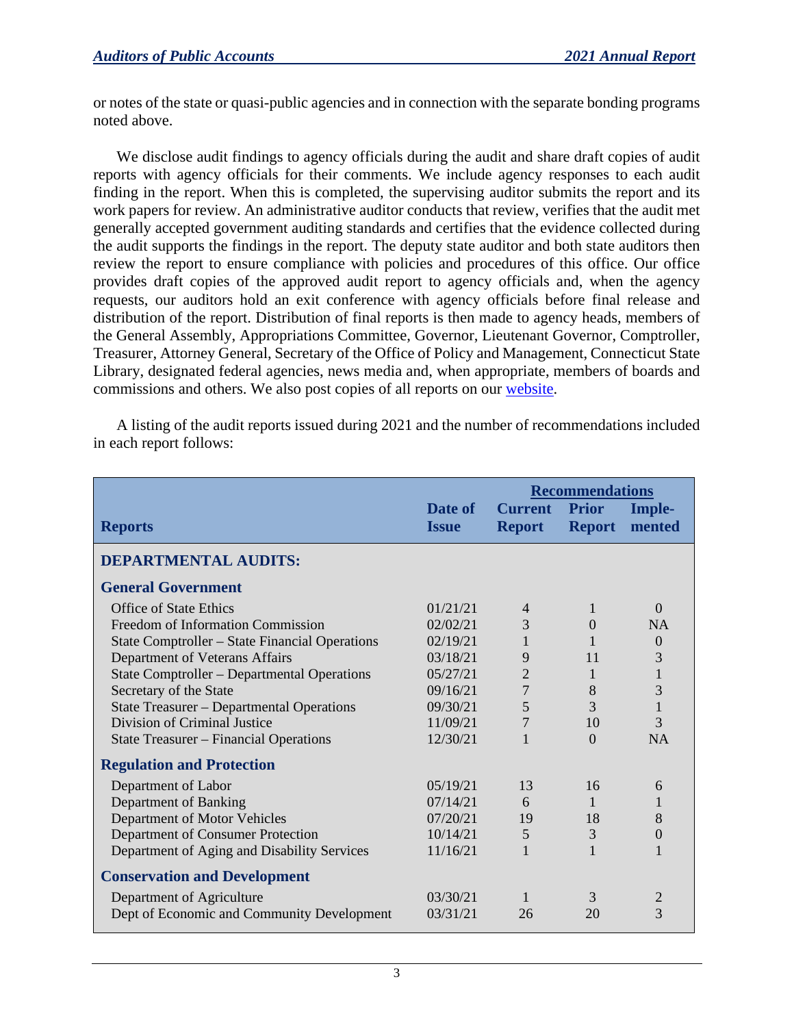or notes of the state or quasi-public agencies and in connection with the separate bonding programs noted above.

We disclose audit findings to agency officials during the audit and share draft copies of audit reports with agency officials for their comments. We include agency responses to each audit finding in the report. When this is completed, the supervising auditor submits the report and its work papers for review. An administrative auditor conducts that review, verifies that the audit met generally accepted government auditing standards and certifies that the evidence collected during the audit supports the findings in the report. The deputy state auditor and both state auditors then review the report to ensure compliance with policies and procedures of this office. Our office provides draft copies of the approved audit report to agency officials and, when the agency requests, our auditors hold an exit conference with agency officials before final release and distribution of the report. Distribution of final reports is then made to agency heads, members of the General Assembly, Appropriations Committee, Governor, Lieutenant Governor, Comptroller, Treasurer, Attorney General, Secretary of the Office of Policy and Management, Connecticut State Library, designated federal agencies, news media and, when appropriate, members of boards and commissions and others. We also post copies of all reports on our website.

A listing of the audit reports issued during 2021 and the number of recommendations included in each report follows:

| | | Recommendations | | |
|---|---|---|---|---|
| **Reports** | **Date of Issue** | **Current Report** | **Prior Report** | **Imple-mented** |
| **DEPARTMENTAL AUDITS:** | | | | |
| **General Government** | | | | |
| Office of State Ethics | 01/21/21 | 4 | 1 | 0 |
| Freedom of Information Commission | 02/02/21 | 3 | 0 | NA |
| State Comptroller – State Financial Operations | 02/19/21 | 1 | 1 | 0 |
| Department of Veterans Affairs | 03/18/21 | 9 | 11 | 3 |
| State Comptroller – Departmental Operations | 05/27/21 | 2 | 1 | 1 |
| Secretary of the State | 09/16/21 | 7 | 8 | 3 |
| State Treasurer – Departmental Operations | 09/30/21 | 5 | 3 | 1 |
| Division of Criminal Justice | 11/09/21 | 7 | 10 | 3 |
| State Treasurer – Financial Operations | 12/30/21 | 1 | 0 | NA |
| **Regulation and Protection** | | | | |
| Department of Labor | 05/19/21 | 13 | 16 | 6 |
| Department of Banking | 07/14/21 | 6 | 1 | 1 |
| Department of Motor Vehicles | 07/20/21 | 19 | 18 | 8 |
| Department of Consumer Protection | 10/14/21 | 5 | 3 | 0 |
| Department of Aging and Disability Services | 11/16/21 | 1 | 1 | 1 |
| **Conservation and Development** | | | | |
| Department of Agriculture | 03/30/21 | 1 | 3 | 2 |
| Dept of Economic and Community Development | 03/31/21 | 26 | 20 | 3 |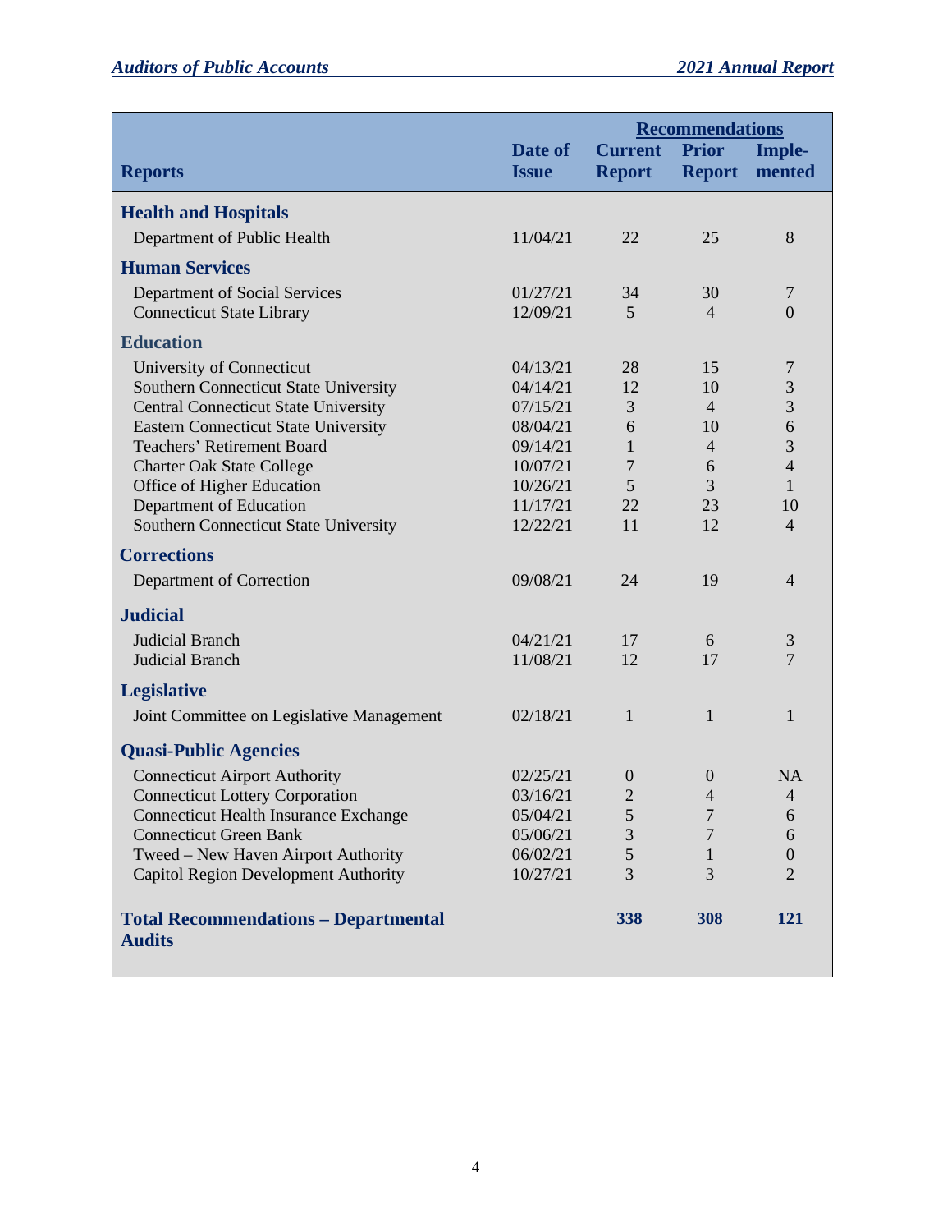| Reports | Date of Issue | Recommendations | | |
|---|---|---|---|---|
| | | Current Report | Prior Report | Imple-mented |
| **Health and Hospitals** | | | | |
| Department of Public Health | 11/04/21 | 22 | 25 | 8 |
| **Human Services** | | | | |
| Department of Social Services | 01/27/21 | 34 | 30 | 7 |
| Connecticut State Library | 12/09/21 | 5 | 4 | 0 |
| **Education** | | | | |
| University of Connecticut | 04/13/21 | 28 | 15 | 7 |
| Southern Connecticut State University | 04/14/21 | 12 | 10 | 3 |
| Central Connecticut State University | 07/15/21 | 3 | 4 | 3 |
| Eastern Connecticut State University | 08/04/21 | 6 | 10 | 6 |
| Teachers' Retirement Board | 09/14/21 | 1 | 4 | 3 |
| Charter Oak State College | 10/07/21 | 7 | 6 | 4 |
| Office of Higher Education | 10/26/21 | 5 | 3 | 1 |
| Department of Education | 11/17/21 | 22 | 23 | 10 |
| Southern Connecticut State University | 12/22/21 | 11 | 12 | 4 |
| **Corrections** | | | | |
| Department of Correction | 09/08/21 | 24 | 19 | 4 |
| **Judicial** | | | | |
| Judicial Branch | 04/21/21 | 17 | 6 | 3 |
| Judicial Branch | 11/08/21 | 12 | 17 | 7 |
| **Legislative** | | | | |
| Joint Committee on Legislative Management | 02/18/21 | 1 | 1 | 1 |
| **Quasi-Public Agencies** | | | | |
| Connecticut Airport Authority | 02/25/21 | 0 | 0 | NA |
| Connecticut Lottery Corporation | 03/16/21 | 2 | 4 | 4 |
| Connecticut Health Insurance Exchange | 05/04/21 | 5 | 7 | 6 |
| Connecticut Green Bank | 05/06/21 | 3 | 7 | 6 |
| Tweed – New Haven Airport Authority | 06/02/21 | 5 | 1 | 0 |
| Capitol Region Development Authority | 10/27/21 | 3 | 3 | 2 |
| **Total Recommendations – Departmental Audits** | | **338** | **308** | **121** |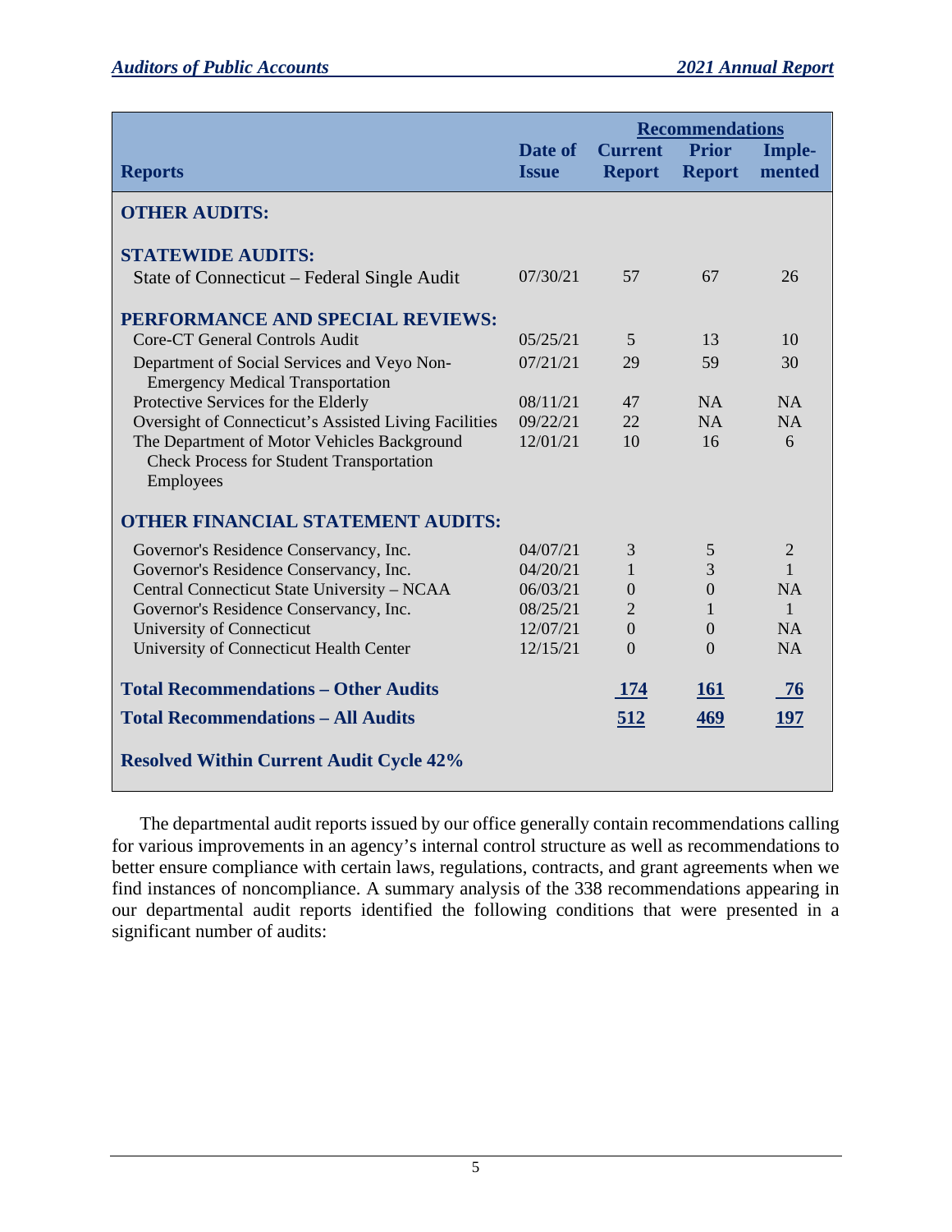| Reports | Date of Issue | Recommendations Current Report | Prior Report | Imple-mented |
|---|---|---|---|---|
| **OTHER AUDITS:** | | | | |
| **STATEWIDE AUDITS:** | | | | |
| State of Connecticut – Federal Single Audit | 07/30/21 | 57 | 67 | 26 |
| **PERFORMANCE AND SPECIAL REVIEWS:** | | | | |
| Core-CT General Controls Audit | 05/25/21 | 5 | 13 | 10 |
| Department of Social Services and Veyo Non-Emergency Medical Transportation | 07/21/21 | 29 | 59 | 30 |
| Protective Services for the Elderly | 08/11/21 | 47 | NA | NA |
| Oversight of Connecticut's Assisted Living Facilities | 09/22/21 | 22 | NA | NA |
| The Department of Motor Vehicles Background Check Process for Student Transportation Employees | 12/01/21 | 10 | 16 | 6 |
| **OTHER FINANCIAL STATEMENT AUDITS:** | | | | |
| Governor's Residence Conservancy, Inc. | 04/07/21 | 3 | 5 | 2 |
| Governor's Residence Conservancy, Inc. | 04/20/21 | 1 | 3 | 1 |
| Central Connecticut State University – NCAA | 06/03/21 | 0 | 0 | NA |
| Governor's Residence Conservancy, Inc. | 08/25/21 | 2 | 1 | 1 |
| University of Connecticut | 12/07/21 | 0 | 0 | NA |
| University of Connecticut Health Center | 12/15/21 | 0 | 0 | NA |
| **Total Recommendations – Other Audits** | | **174** | **161** | **76** |
| **Total Recommendations – All Audits** | | **512** | **469** | **197** |
| **Resolved Within Current Audit Cycle 42%** | | | | |

The departmental audit reports issued by our office generally contain recommendations calling for various improvements in an agency's internal control structure as well as recommendations to better ensure compliance with certain laws, regulations, contracts, and grant agreements when we find instances of noncompliance. A summary analysis of the 338 recommendations appearing in our departmental audit reports identified the following conditions that were presented in a significant number of audits: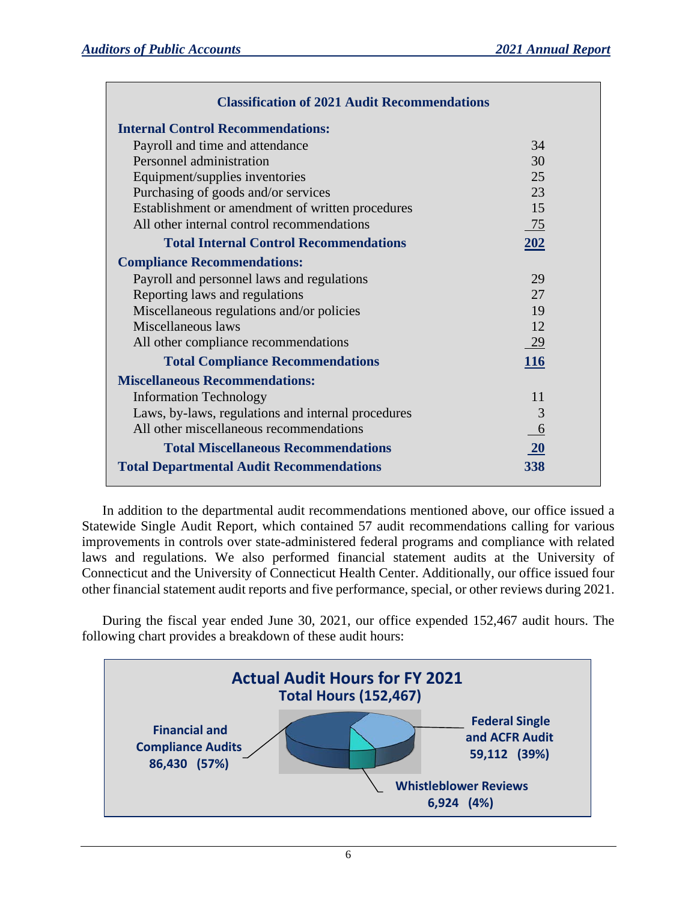| Classification of 2021 Audit Recommendations | |
|---|---|
| **Internal Control Recommendations:** | |
| Payroll and time and attendance | 34 |
| Personnel administration | 30 |
| Equipment/supplies inventories | 25 |
| Purchasing of goods and/or services | 23 |
| Establishment or amendment of written procedures | 15 |
| All other internal control recommendations | 75 |
| **Total Internal Control Recommendations** | **202** |
| **Compliance Recommendations:** | |
| Payroll and personnel laws and regulations | 29 |
| Reporting laws and regulations | 27 |
| Miscellaneous regulations and/or policies | 19 |
| Miscellaneous laws | 12 |
| All other compliance recommendations | 29 |
| **Total Compliance Recommendations** | **116** |
| **Miscellaneous Recommendations:** | |
| Information Technology | 11 |
| Laws, by-laws, regulations and internal procedures | 3 |
| All other miscellaneous recommendations | 6 |
| **Total Miscellaneous Recommendations** | **20** |
| **Total Departmental Audit Recommendations** | **338** |

In addition to the departmental audit recommendations mentioned above, our office issued a Statewide Single Audit Report, which contained 57 audit recommendations calling for various improvements in controls over state-administered federal programs and compliance with related laws and regulations. We also performed financial statement audits at the University of Connecticut and the University of Connecticut Health Center. Additionally, our office issued four other financial statement audit reports and five performance, special, or other reviews during 2021.

During the fiscal year ended June 30, 2021, our office expended 152,467 audit hours. The following chart provides a breakdown of these audit hours:

**Actual Audit Hours for FY 2021**
**Total Hours (152,467)**

| Category | Hours | Percent |
|---|---|---|
| Financial and Compliance Audits | 86,430 | 57% |
| Federal Single and ACFR Audit | 59,112 | 39% |
| Whistleblower Reviews | 6,924 | 4% |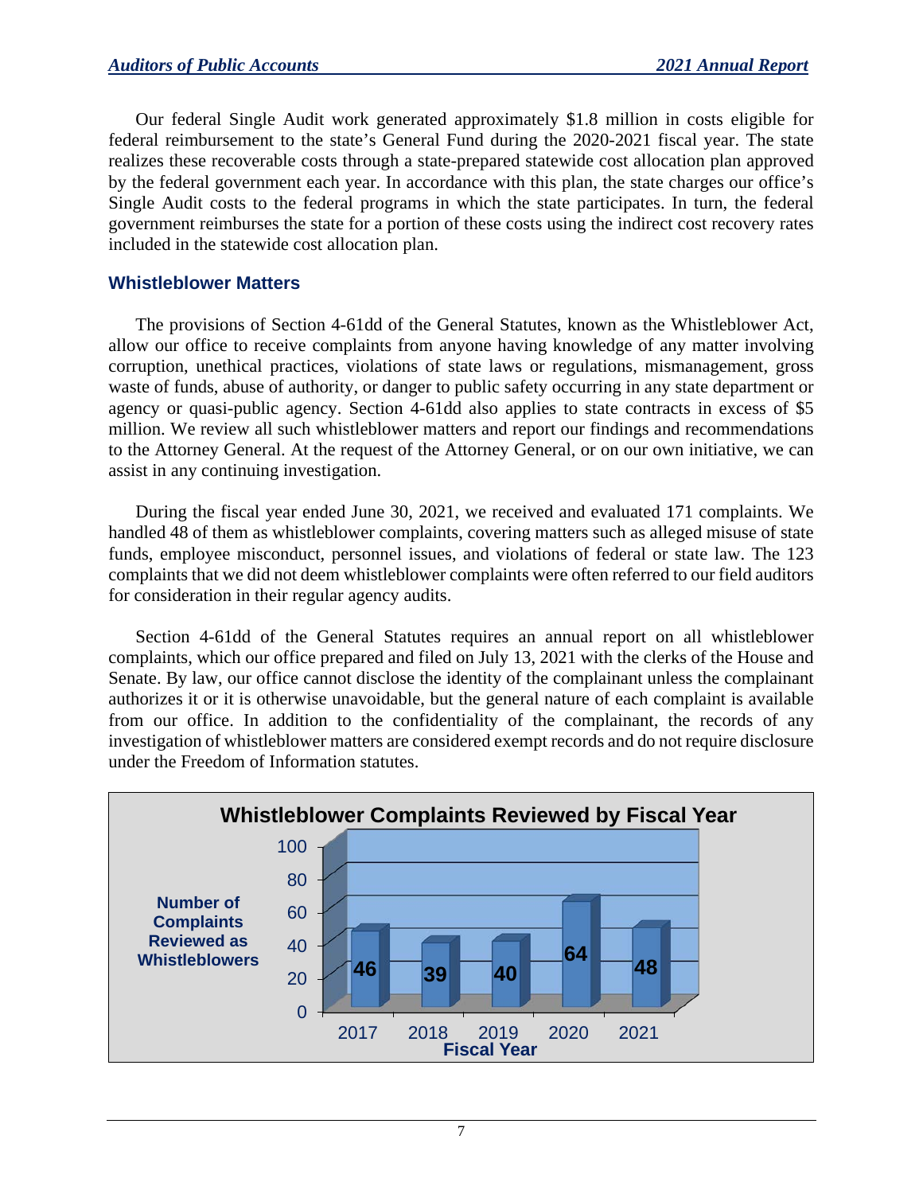Our federal Single Audit work generated approximately $1.8 million in costs eligible for federal reimbursement to the state's General Fund during the 2020-2021 fiscal year. The state realizes these recoverable costs through a state-prepared statewide cost allocation plan approved by the federal government each year. In accordance with this plan, the state charges our office's Single Audit costs to the federal programs in which the state participates. In turn, the federal government reimburses the state for a portion of these costs using the indirect cost recovery rates included in the statewide cost allocation plan.

## Whistleblower Matters

The provisions of Section 4-61dd of the General Statutes, known as the Whistleblower Act, allow our office to receive complaints from anyone having knowledge of any matter involving corruption, unethical practices, violations of state laws or regulations, mismanagement, gross waste of funds, abuse of authority, or danger to public safety occurring in any state department or agency or quasi-public agency. Section 4-61dd also applies to state contracts in excess of $5 million. We review all such whistleblower matters and report our findings and recommendations to the Attorney General. At the request of the Attorney General, or on our own initiative, we can assist in any continuing investigation.

During the fiscal year ended June 30, 2021, we received and evaluated 171 complaints. We handled 48 of them as whistleblower complaints, covering matters such as alleged misuse of state funds, employee misconduct, personnel issues, and violations of federal or state law. The 123 complaints that we did not deem whistleblower complaints were often referred to our field auditors for consideration in their regular agency audits.

Section 4-61dd of the General Statutes requires an annual report on all whistleblower complaints, which our office prepared and filed on July 13, 2021 with the clerks of the House and Senate. By law, our office cannot disclose the identity of the complainant unless the complainant authorizes it or it is otherwise unavoidable, but the general nature of each complaint is available from our office. In addition to the confidentiality of the complainant, the records of any investigation of whistleblower matters are considered exempt records and do not require disclosure under the Freedom of Information statutes.

**Whistleblower Complaints Reviewed by Fiscal Year**

| Fiscal Year | Number of Complaints Reviewed as Whistleblowers |
|---|---|
| 2017 | 46 |
| 2018 | 39 |
| 2019 | 40 |
| 2020 | 64 |
| 2021 | 48 |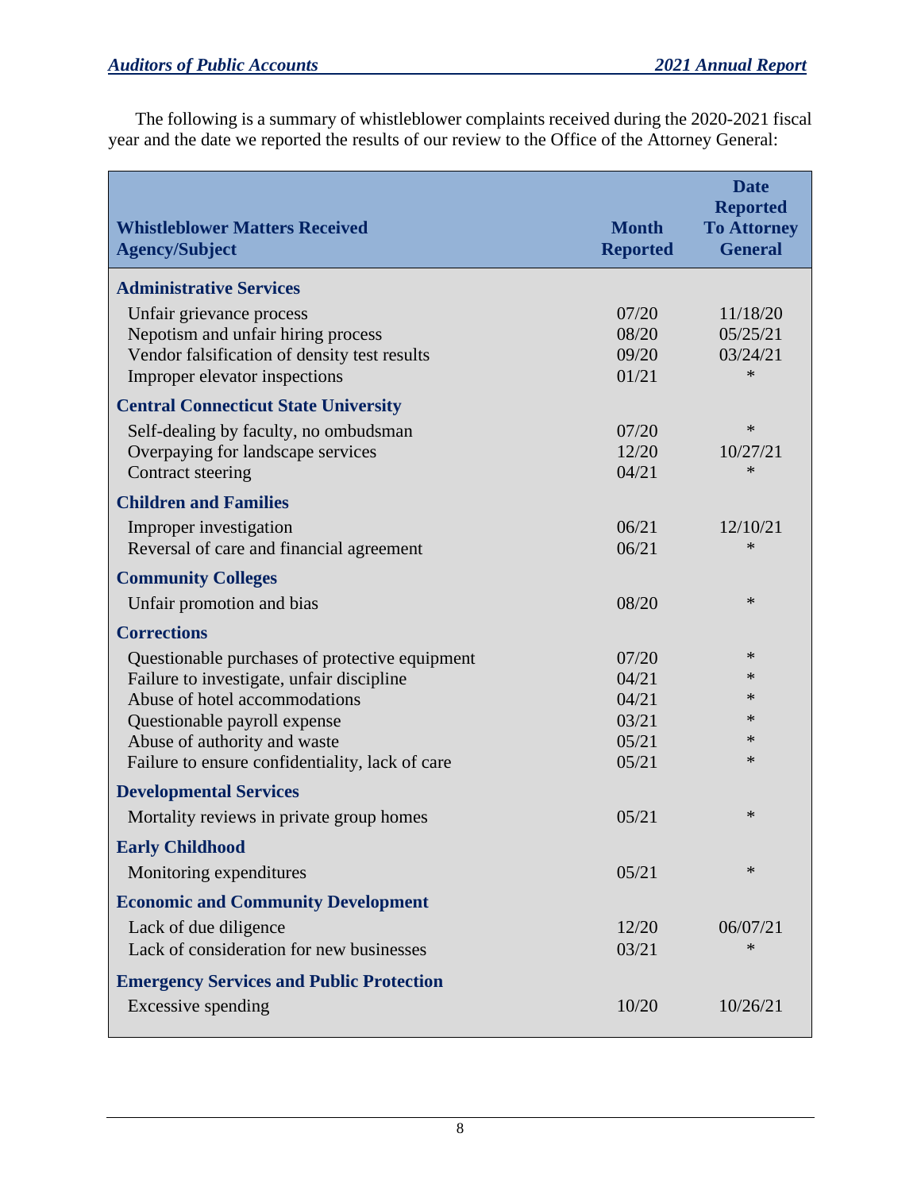The following is a summary of whistleblower complaints received during the 2020-2021 fiscal year and the date we reported the results of our review to the Office of the Attorney General:

| Whistleblower Matters Received Agency/Subject | Month Reported | Date Reported To Attorney General |
|---|---|---|
| **Administrative Services** | | |
| Unfair grievance process | 07/20 | 11/18/20 |
| Nepotism and unfair hiring process | 08/20 | 05/25/21 |
| Vendor falsification of density test results | 09/20 | 03/24/21 |
| Improper elevator inspections | 01/21 | * |
| **Central Connecticut State University** | | |
| Self-dealing by faculty, no ombudsman | 07/20 | * |
| Overpaying for landscape services | 12/20 | 10/27/21 |
| Contract steering | 04/21 | * |
| **Children and Families** | | |
| Improper investigation | 06/21 | 12/10/21 |
| Reversal of care and financial agreement | 06/21 | * |
| **Community Colleges** | | |
| Unfair promotion and bias | 08/20 | * |
| **Corrections** | | |
| Questionable purchases of protective equipment | 07/20 | * |
| Failure to investigate, unfair discipline | 04/21 | * |
| Abuse of hotel accommodations | 04/21 | * |
| Questionable payroll expense | 03/21 | * |
| Abuse of authority and waste | 05/21 | * |
| Failure to ensure confidentiality, lack of care | 05/21 | * |
| **Developmental Services** | | |
| Mortality reviews in private group homes | 05/21 | * |
| **Early Childhood** | | |
| Monitoring expenditures | 05/21 | * |
| **Economic and Community Development** | | |
| Lack of due diligence | 12/20 | 06/07/21 |
| Lack of consideration for new businesses | 03/21 | * |
| **Emergency Services and Public Protection** | | |
| Excessive spending | 10/20 | 10/26/21 |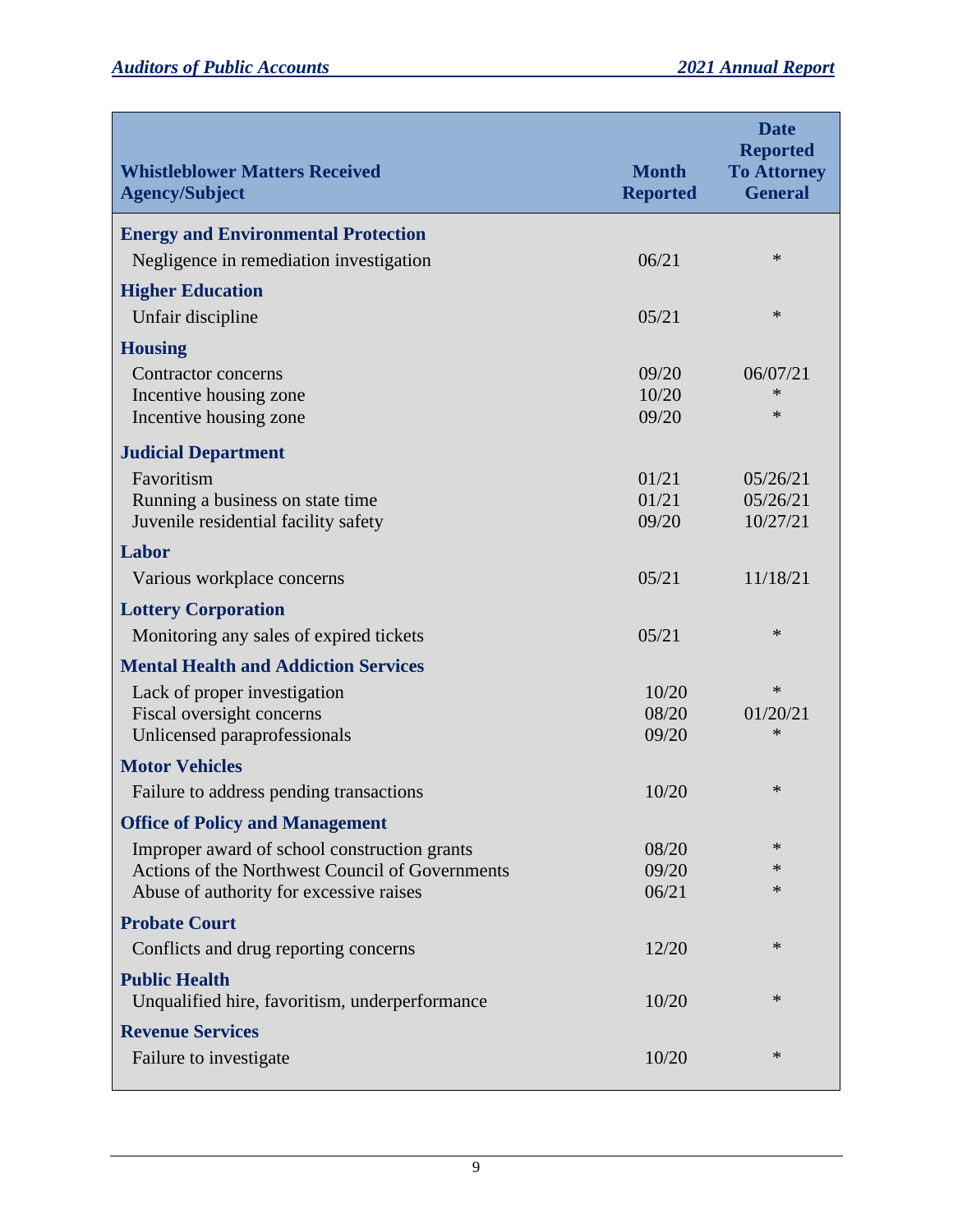| Whistleblower Matters Received Agency/Subject | Month Reported | Date Reported To Attorney General |
|---|---|---|
| **Energy and Environmental Protection** | | |
| Negligence in remediation investigation | 06/21 | * |
| **Higher Education** | | |
| Unfair discipline | 05/21 | * |
| **Housing** | | |
| Contractor concerns | 09/20 | 06/07/21 |
| Incentive housing zone | 10/20 | * |
| Incentive housing zone | 09/20 | * |
| **Judicial Department** | | |
| Favoritism | 01/21 | 05/26/21 |
| Running a business on state time | 01/21 | 05/26/21 |
| Juvenile residential facility safety | 09/20 | 10/27/21 |
| **Labor** | | |
| Various workplace concerns | 05/21 | 11/18/21 |
| **Lottery Corporation** | | |
| Monitoring any sales of expired tickets | 05/21 | * |
| **Mental Health and Addiction Services** | | |
| Lack of proper investigation | 10/20 | * |
| Fiscal oversight concerns | 08/20 | 01/20/21 |
| Unlicensed paraprofessionals | 09/20 | * |
| **Motor Vehicles** | | |
| Failure to address pending transactions | 10/20 | * |
| **Office of Policy and Management** | | |
| Improper award of school construction grants | 08/20 | * |
| Actions of the Northwest Council of Governments | 09/20 | * |
| Abuse of authority for excessive raises | 06/21 | * |
| **Probate Court** | | |
| Conflicts and drug reporting concerns | 12/20 | * |
| **Public Health** | | |
| Unqualified hire, favoritism, underperformance | 10/20 | * |
| **Revenue Services** | | |
| Failure to investigate | 10/20 | * |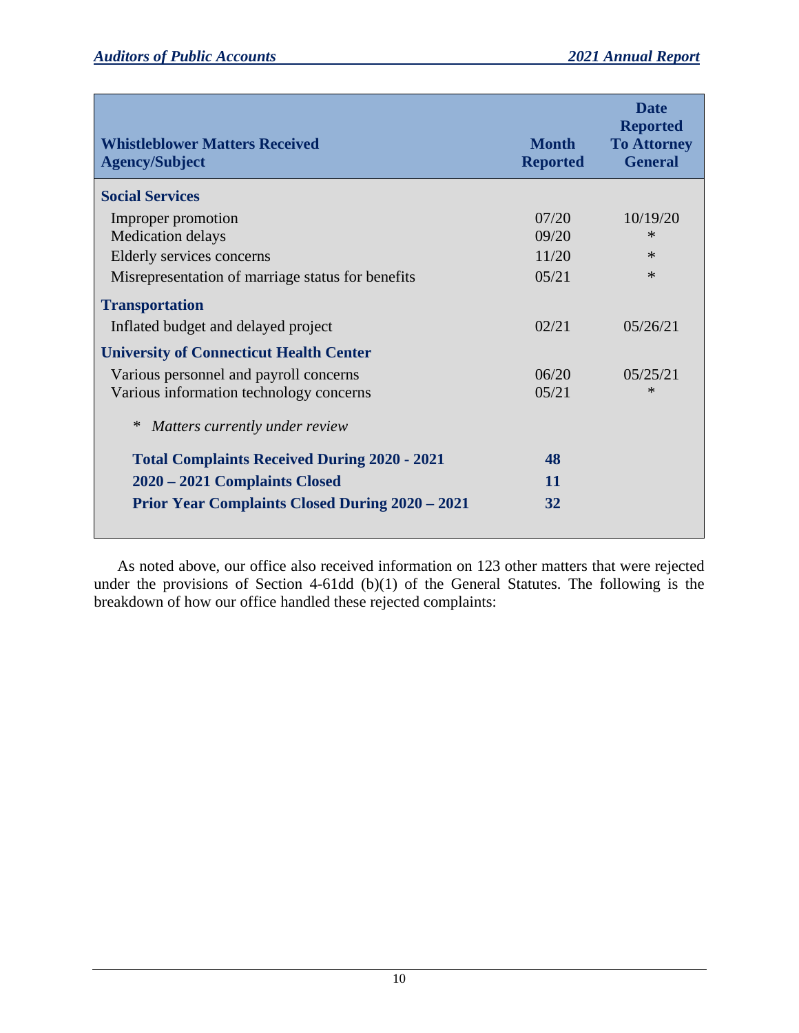| Whistleblower Matters Received<br>Agency/Subject | Month Reported | Date Reported To Attorney General |
|---|---|---|
| **Social Services** | | |
| Improper promotion | 07/20 | 10/19/20 |
| Medication delays | 09/20 | * |
| Elderly services concerns | 11/20 | * |
| Misrepresentation of marriage status for benefits | 05/21 | * |
| **Transportation** | | |
| Inflated budget and delayed project | 02/21 | 05/26/21 |
| **University of Connecticut Health Center** | | |
| Various personnel and payroll concerns | 06/20 | 05/25/21 |
| Various information technology concerns | 05/21 | * |
| * *Matters currently under review* | | |
| **Total Complaints Received During 2020 - 2021** | **48** | |
| **2020 – 2021 Complaints Closed** | **11** | |
| **Prior Year Complaints Closed During 2020 – 2021** | **32** | |

As noted above, our office also received information on 123 other matters that were rejected under the provisions of Section 4-61dd (b)(1) of the General Statutes. The following is the breakdown of how our office handled these rejected complaints: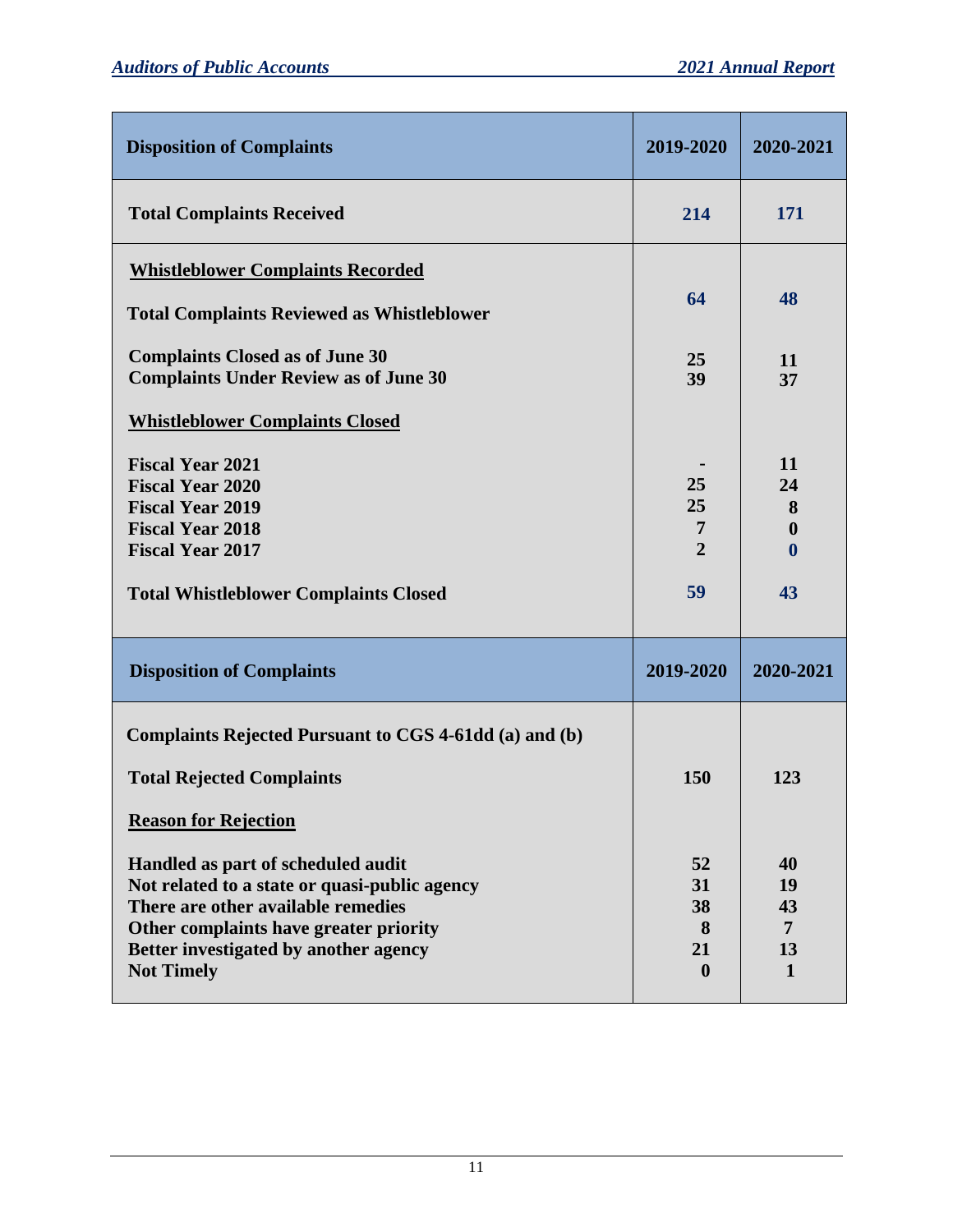| Disposition of Complaints | 2019-2020 | 2020-2021 |
|---|---|---|
| **Total Complaints Received** | **214** | **171** |
| **<u>Whistleblower Complaints Recorded</u>** | | |
| **Total Complaints Reviewed as Whistleblower** | **64** | **48** |
| **Complaints Closed as of June 30** | **25** | **11** |
| **Complaints Under Review as of June 30** | **39** | **37** |
| **<u>Whistleblower Complaints Closed</u>** | | |
| **Fiscal Year 2021** | **-** | **11** |
| **Fiscal Year 2020** | **25** | **24** |
| **Fiscal Year 2019** | **25** | **8** |
| **Fiscal Year 2018** | **7** | **0** |
| **Fiscal Year 2017** | **2** | **0** |
| **Total Whistleblower Complaints Closed** | **59** | **43** |
| **Disposition of Complaints** | **2019-2020** | **2020-2021** |
| **Complaints Rejected Pursuant to CGS 4-61dd (a) and (b)** | | |
| **Total Rejected Complaints** | **150** | **123** |
| **<u>Reason for Rejection</u>** | | |
| **Handled as part of scheduled audit** | **52** | **40** |
| **Not related to a state or quasi-public agency** | **31** | **19** |
| **There are other available remedies** | **38** | **43** |
| **Other complaints have greater priority** | **8** | **7** |
| **Better investigated by another agency** | **21** | **13** |
| **Not Timely** | **0** | **1** |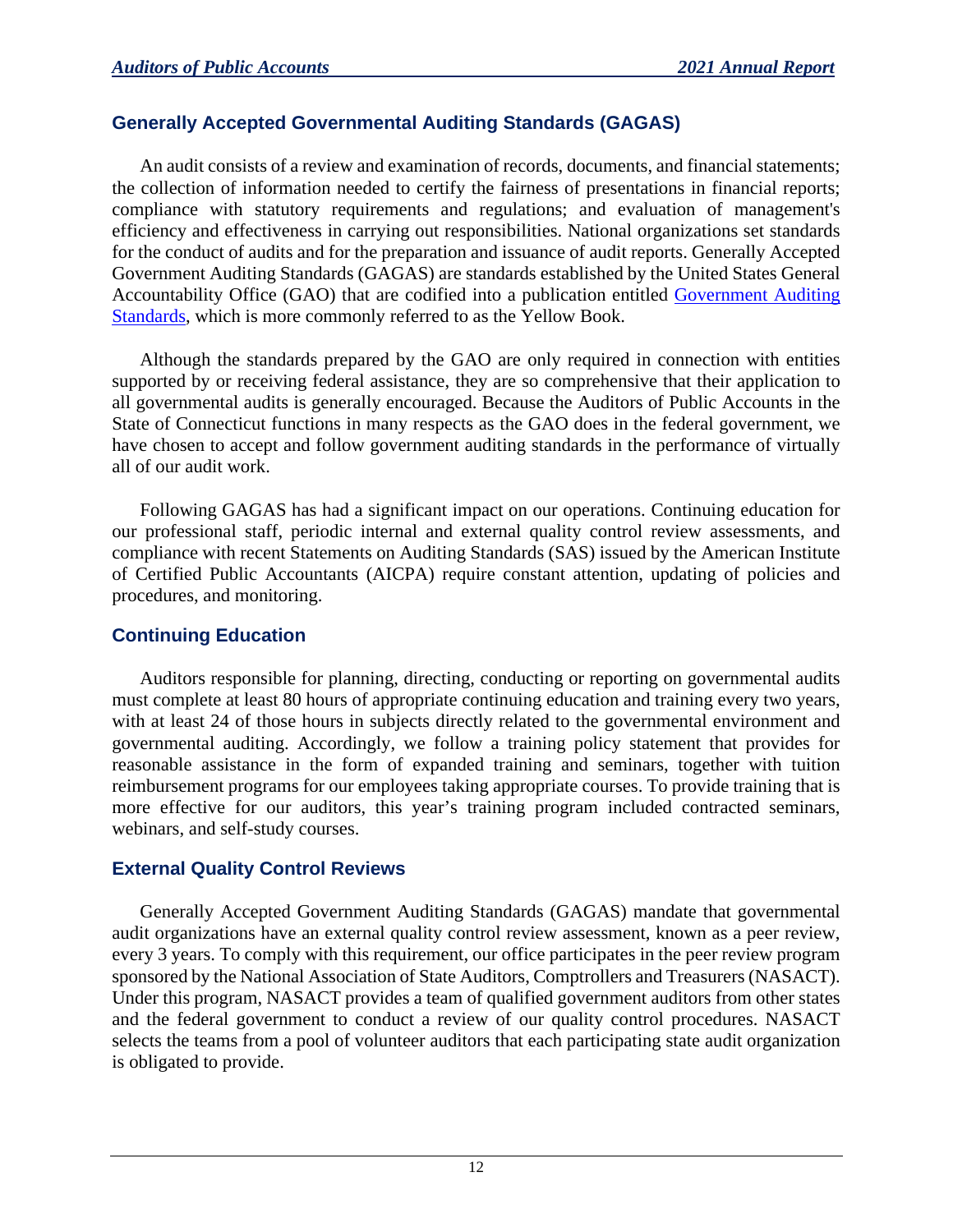## Generally Accepted Governmental Auditing Standards (GAGAS)

An audit consists of a review and examination of records, documents, and financial statements; the collection of information needed to certify the fairness of presentations in financial reports; compliance with statutory requirements and regulations; and evaluation of management's efficiency and effectiveness in carrying out responsibilities. National organizations set standards for the conduct of audits and for the preparation and issuance of audit reports. Generally Accepted Government Auditing Standards (GAGAS) are standards established by the United States General Accountability Office (GAO) that are codified into a publication entitled Government Auditing Standards, which is more commonly referred to as the Yellow Book.

Although the standards prepared by the GAO are only required in connection with entities supported by or receiving federal assistance, they are so comprehensive that their application to all governmental audits is generally encouraged. Because the Auditors of Public Accounts in the State of Connecticut functions in many respects as the GAO does in the federal government, we have chosen to accept and follow government auditing standards in the performance of virtually all of our audit work.

Following GAGAS has had a significant impact on our operations. Continuing education for our professional staff, periodic internal and external quality control review assessments, and compliance with recent Statements on Auditing Standards (SAS) issued by the American Institute of Certified Public Accountants (AICPA) require constant attention, updating of policies and procedures, and monitoring.

## Continuing Education

Auditors responsible for planning, directing, conducting or reporting on governmental audits must complete at least 80 hours of appropriate continuing education and training every two years, with at least 24 of those hours in subjects directly related to the governmental environment and governmental auditing. Accordingly, we follow a training policy statement that provides for reasonable assistance in the form of expanded training and seminars, together with tuition reimbursement programs for our employees taking appropriate courses. To provide training that is more effective for our auditors, this year's training program included contracted seminars, webinars, and self-study courses.

## External Quality Control Reviews

Generally Accepted Government Auditing Standards (GAGAS) mandate that governmental audit organizations have an external quality control review assessment, known as a peer review, every 3 years. To comply with this requirement, our office participates in the peer review program sponsored by the National Association of State Auditors, Comptrollers and Treasurers (NASACT). Under this program, NASACT provides a team of qualified government auditors from other states and the federal government to conduct a review of our quality control procedures. NASACT selects the teams from a pool of volunteer auditors that each participating state audit organization is obligated to provide.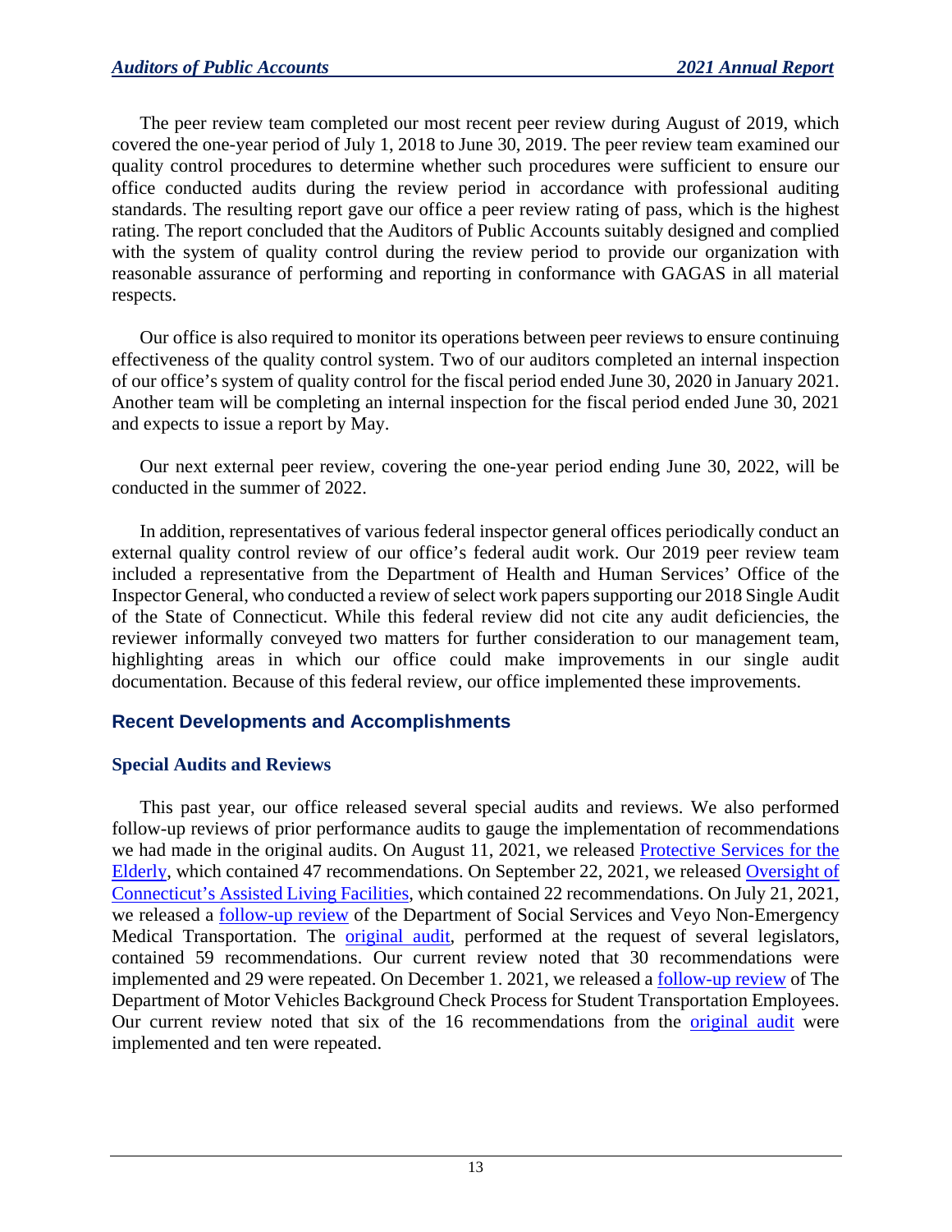The peer review team completed our most recent peer review during August of 2019, which covered the one-year period of July 1, 2018 to June 30, 2019. The peer review team examined our quality control procedures to determine whether such procedures were sufficient to ensure our office conducted audits during the review period in accordance with professional auditing standards. The resulting report gave our office a peer review rating of pass, which is the highest rating. The report concluded that the Auditors of Public Accounts suitably designed and complied with the system of quality control during the review period to provide our organization with reasonable assurance of performing and reporting in conformance with GAGAS in all material respects.

Our office is also required to monitor its operations between peer reviews to ensure continuing effectiveness of the quality control system. Two of our auditors completed an internal inspection of our office's system of quality control for the fiscal period ended June 30, 2020 in January 2021. Another team will be completing an internal inspection for the fiscal period ended June 30, 2021 and expects to issue a report by May.

Our next external peer review, covering the one-year period ending June 30, 2022, will be conducted in the summer of 2022.

In addition, representatives of various federal inspector general offices periodically conduct an external quality control review of our office's federal audit work. Our 2019 peer review team included a representative from the Department of Health and Human Services' Office of the Inspector General, who conducted a review of select work papers supporting our 2018 Single Audit of the State of Connecticut. While this federal review did not cite any audit deficiencies, the reviewer informally conveyed two matters for further consideration to our management team, highlighting areas in which our office could make improvements in our single audit documentation. Because of this federal review, our office implemented these improvements.

## Recent Developments and Accomplishments

### Special Audits and Reviews

This past year, our office released several special audits and reviews. We also performed follow-up reviews of prior performance audits to gauge the implementation of recommendations we had made in the original audits. On August 11, 2021, we released Protective Services for the Elderly, which contained 47 recommendations. On September 22, 2021, we released Oversight of Connecticut's Assisted Living Facilities, which contained 22 recommendations. On July 21, 2021, we released a follow-up review of the Department of Social Services and Veyo Non-Emergency Medical Transportation. The original audit, performed at the request of several legislators, contained 59 recommendations. Our current review noted that 30 recommendations were implemented and 29 were repeated. On December 1. 2021, we released a follow-up review of The Department of Motor Vehicles Background Check Process for Student Transportation Employees. Our current review noted that six of the 16 recommendations from the original audit were implemented and ten were repeated.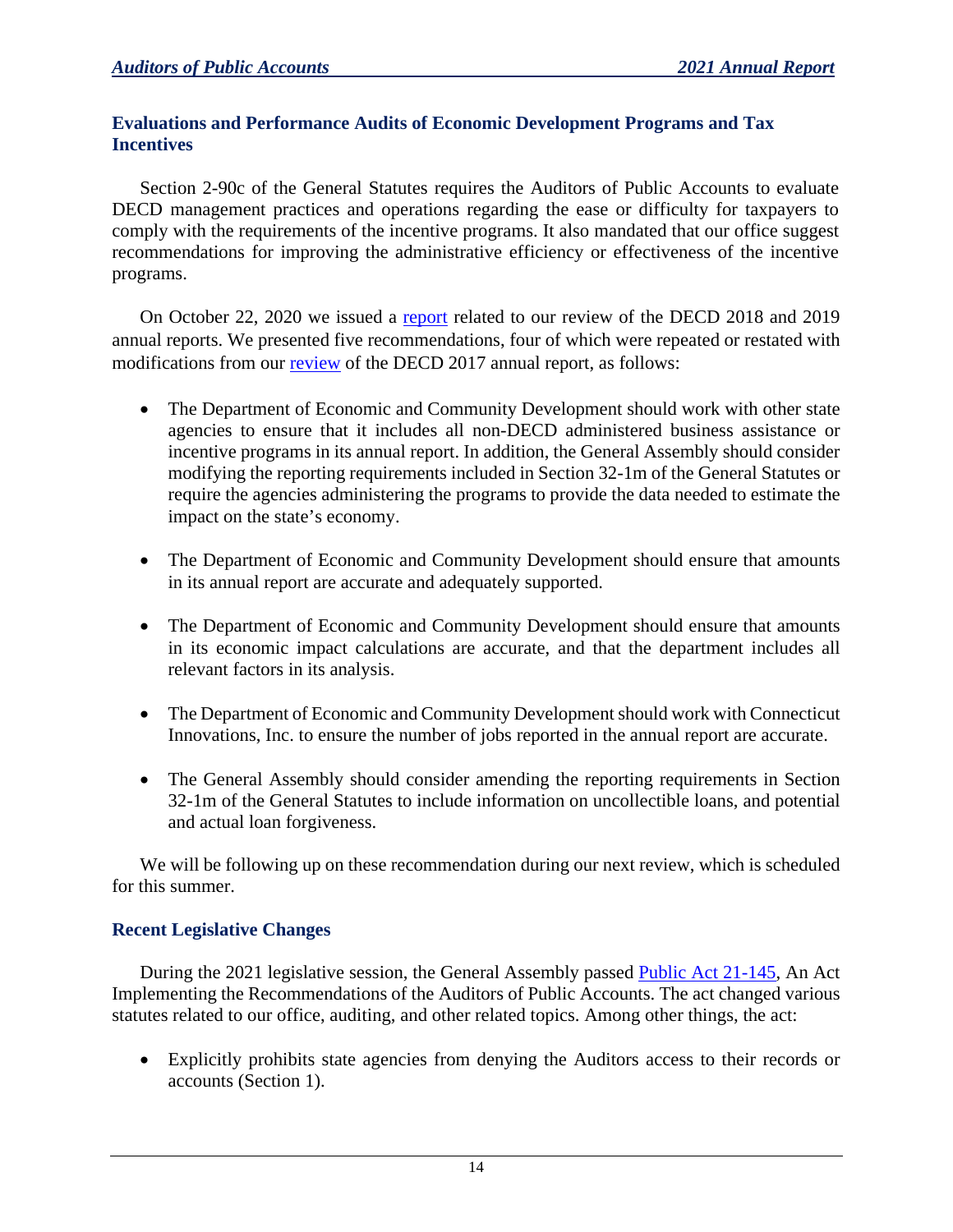## Evaluations and Performance Audits of Economic Development Programs and Tax Incentives

Section 2-90c of the General Statutes requires the Auditors of Public Accounts to evaluate DECD management practices and operations regarding the ease or difficulty for taxpayers to comply with the requirements of the incentive programs. It also mandated that our office suggest recommendations for improving the administrative efficiency or effectiveness of the incentive programs.

On October 22, 2020 we issued a report related to our review of the DECD 2018 and 2019 annual reports. We presented five recommendations, four of which were repeated or restated with modifications from our review of the DECD 2017 annual report, as follows:

- The Department of Economic and Community Development should work with other state agencies to ensure that it includes all non-DECD administered business assistance or incentive programs in its annual report. In addition, the General Assembly should consider modifying the reporting requirements included in Section 32-1m of the General Statutes or require the agencies administering the programs to provide the data needed to estimate the impact on the state's economy.

- The Department of Economic and Community Development should ensure that amounts in its annual report are accurate and adequately supported.

- The Department of Economic and Community Development should ensure that amounts in its economic impact calculations are accurate, and that the department includes all relevant factors in its analysis.

- The Department of Economic and Community Development should work with Connecticut Innovations, Inc. to ensure the number of jobs reported in the annual report are accurate.

- The General Assembly should consider amending the reporting requirements in Section 32-1m of the General Statutes to include information on uncollectible loans, and potential and actual loan forgiveness.

We will be following up on these recommendation during our next review, which is scheduled for this summer.

## Recent Legislative Changes

During the 2021 legislative session, the General Assembly passed Public Act 21-145, An Act Implementing the Recommendations of the Auditors of Public Accounts. The act changed various statutes related to our office, auditing, and other related topics. Among other things, the act:

- Explicitly prohibits state agencies from denying the Auditors access to their records or accounts (Section 1).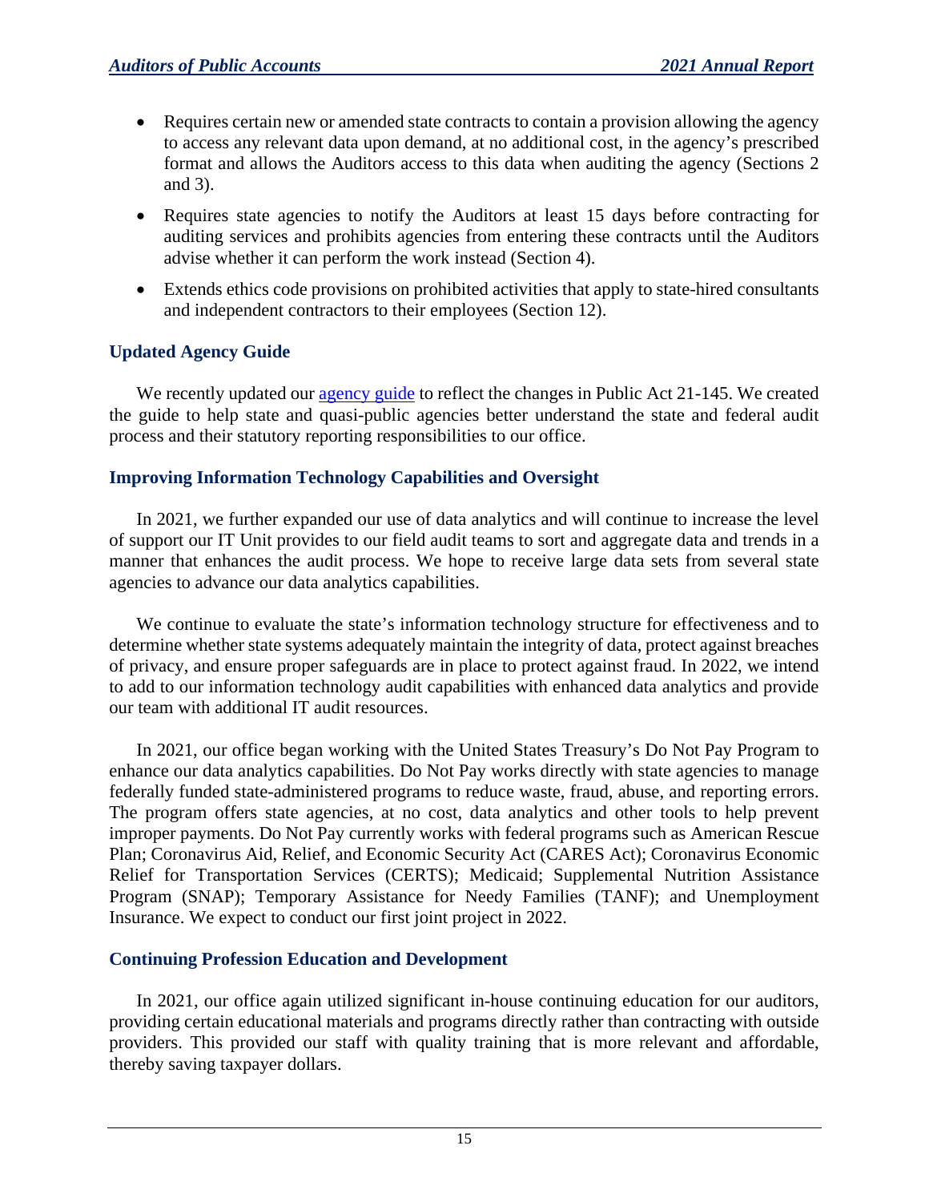- Requires certain new or amended state contracts to contain a provision allowing the agency to access any relevant data upon demand, at no additional cost, in the agency's prescribed format and allows the Auditors access to this data when auditing the agency (Sections 2 and 3).
- Requires state agencies to notify the Auditors at least 15 days before contracting for auditing services and prohibits agencies from entering these contracts until the Auditors advise whether it can perform the work instead (Section 4).
- Extends ethics code provisions on prohibited activities that apply to state-hired consultants and independent contractors to their employees (Section 12).

### Updated Agency Guide

We recently updated our agency guide to reflect the changes in Public Act 21-145. We created the guide to help state and quasi-public agencies better understand the state and federal audit process and their statutory reporting responsibilities to our office.

### Improving Information Technology Capabilities and Oversight

In 2021, we further expanded our use of data analytics and will continue to increase the level of support our IT Unit provides to our field audit teams to sort and aggregate data and trends in a manner that enhances the audit process. We hope to receive large data sets from several state agencies to advance our data analytics capabilities.

We continue to evaluate the state's information technology structure for effectiveness and to determine whether state systems adequately maintain the integrity of data, protect against breaches of privacy, and ensure proper safeguards are in place to protect against fraud. In 2022, we intend to add to our information technology audit capabilities with enhanced data analytics and provide our team with additional IT audit resources.

In 2021, our office began working with the United States Treasury's Do Not Pay Program to enhance our data analytics capabilities. Do Not Pay works directly with state agencies to manage federally funded state-administered programs to reduce waste, fraud, abuse, and reporting errors. The program offers state agencies, at no cost, data analytics and other tools to help prevent improper payments. Do Not Pay currently works with federal programs such as American Rescue Plan; Coronavirus Aid, Relief, and Economic Security Act (CARES Act); Coronavirus Economic Relief for Transportation Services (CERTS); Medicaid; Supplemental Nutrition Assistance Program (SNAP); Temporary Assistance for Needy Families (TANF); and Unemployment Insurance. We expect to conduct our first joint project in 2022.

### Continuing Profession Education and Development

In 2021, our office again utilized significant in-house continuing education for our auditors, providing certain educational materials and programs directly rather than contracting with outside providers. This provided our staff with quality training that is more relevant and affordable, thereby saving taxpayer dollars.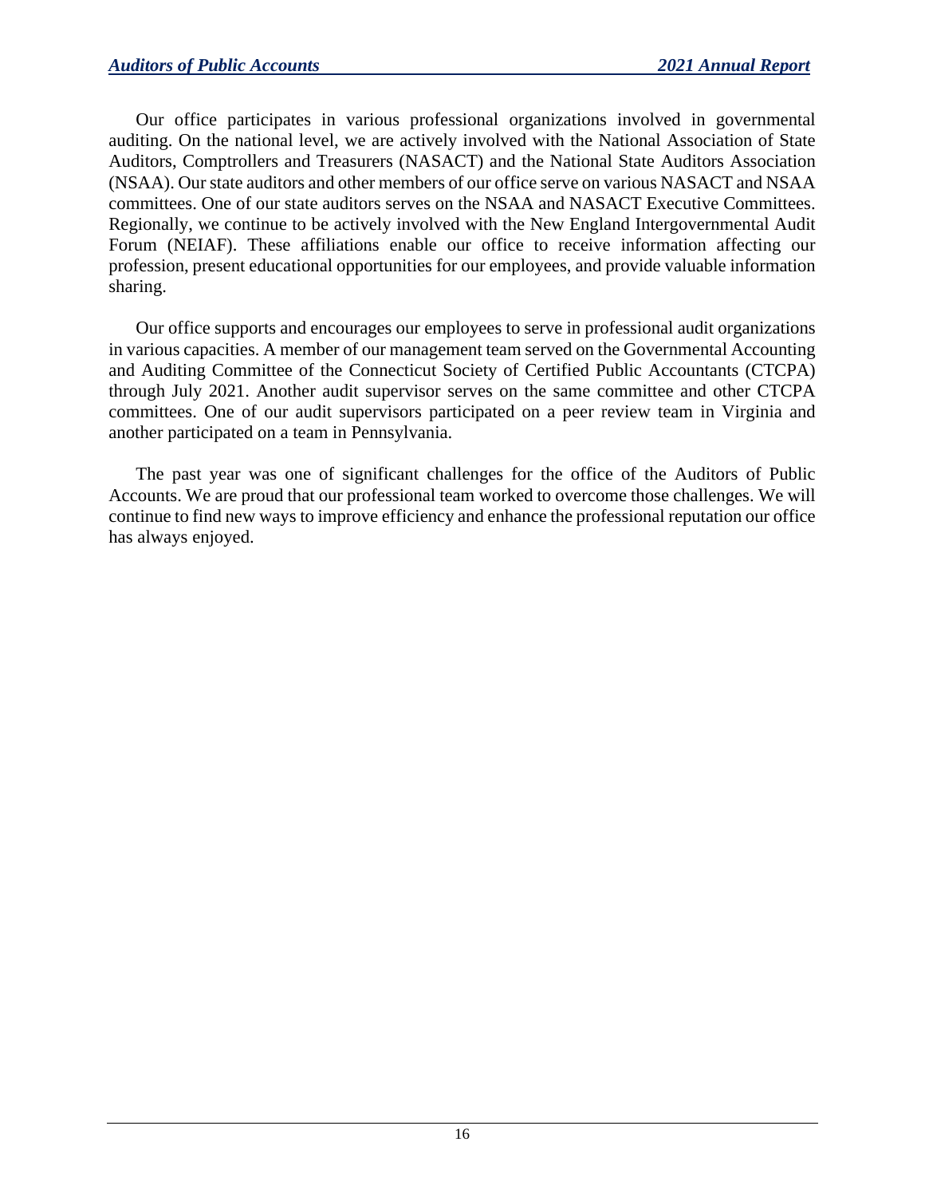Our office participates in various professional organizations involved in governmental auditing. On the national level, we are actively involved with the National Association of State Auditors, Comptrollers and Treasurers (NASACT) and the National State Auditors Association (NSAA). Our state auditors and other members of our office serve on various NASACT and NSAA committees. One of our state auditors serves on the NSAA and NASACT Executive Committees. Regionally, we continue to be actively involved with the New England Intergovernmental Audit Forum (NEIAF). These affiliations enable our office to receive information affecting our profession, present educational opportunities for our employees, and provide valuable information sharing.

Our office supports and encourages our employees to serve in professional audit organizations in various capacities. A member of our management team served on the Governmental Accounting and Auditing Committee of the Connecticut Society of Certified Public Accountants (CTCPA) through July 2021. Another audit supervisor serves on the same committee and other CTCPA committees. One of our audit supervisors participated on a peer review team in Virginia and another participated on a team in Pennsylvania.

The past year was one of significant challenges for the office of the Auditors of Public Accounts. We are proud that our professional team worked to overcome those challenges. We will continue to find new ways to improve efficiency and enhance the professional reputation our office has always enjoyed.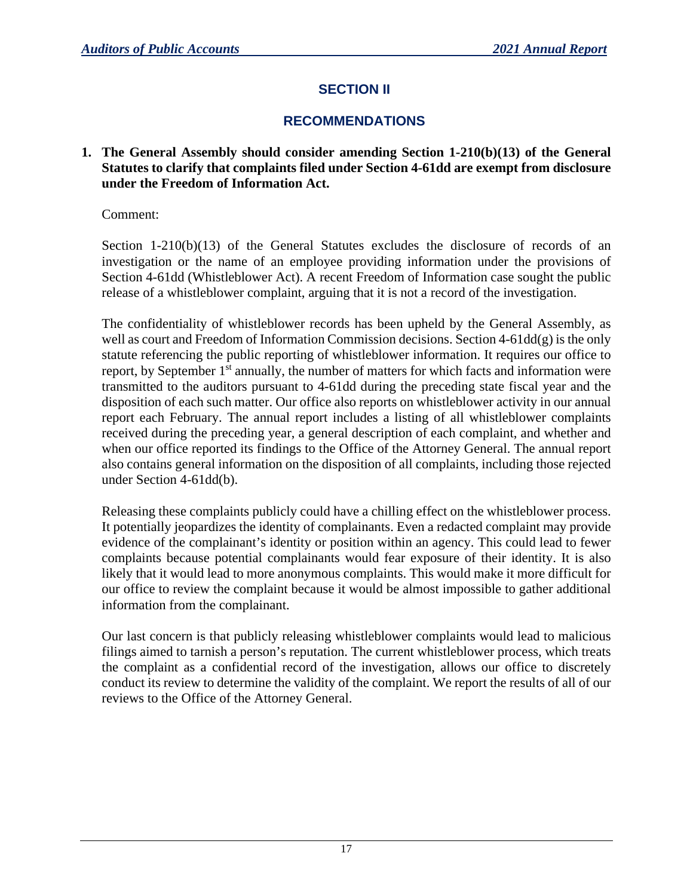## SECTION II

## RECOMMENDATIONS

**1. The General Assembly should consider amending Section 1-210(b)(13) of the General Statutes to clarify that complaints filed under Section 4-61dd are exempt from disclosure under the Freedom of Information Act.**

Comment:

Section 1-210(b)(13) of the General Statutes excludes the disclosure of records of an investigation or the name of an employee providing information under the provisions of Section 4-61dd (Whistleblower Act). A recent Freedom of Information case sought the public release of a whistleblower complaint, arguing that it is not a record of the investigation.

The confidentiality of whistleblower records has been upheld by the General Assembly, as well as court and Freedom of Information Commission decisions. Section 4-61dd(g) is the only statute referencing the public reporting of whistleblower information. It requires our office to report, by September 1st annually, the number of matters for which facts and information were transmitted to the auditors pursuant to 4-61dd during the preceding state fiscal year and the disposition of each such matter. Our office also reports on whistleblower activity in our annual report each February. The annual report includes a listing of all whistleblower complaints received during the preceding year, a general description of each complaint, and whether and when our office reported its findings to the Office of the Attorney General. The annual report also contains general information on the disposition of all complaints, including those rejected under Section 4-61dd(b).

Releasing these complaints publicly could have a chilling effect on the whistleblower process. It potentially jeopardizes the identity of complainants. Even a redacted complaint may provide evidence of the complainant's identity or position within an agency. This could lead to fewer complaints because potential complainants would fear exposure of their identity. It is also likely that it would lead to more anonymous complaints. This would make it more difficult for our office to review the complaint because it would be almost impossible to gather additional information from the complainant.

Our last concern is that publicly releasing whistleblower complaints would lead to malicious filings aimed to tarnish a person's reputation. The current whistleblower process, which treats the complaint as a confidential record of the investigation, allows our office to discretely conduct its review to determine the validity of the complaint. We report the results of all of our reviews to the Office of the Attorney General.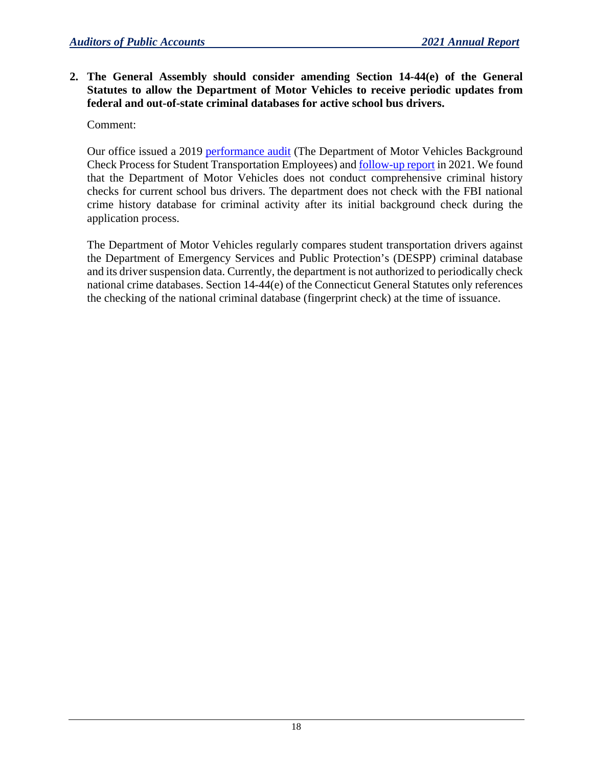**2. The General Assembly should consider amending Section 14-44(e) of the General Statutes to allow the Department of Motor Vehicles to receive periodic updates from federal and out-of-state criminal databases for active school bus drivers.**

Comment:

Our office issued a 2019 performance audit (The Department of Motor Vehicles Background Check Process for Student Transportation Employees) and follow-up report in 2021. We found that the Department of Motor Vehicles does not conduct comprehensive criminal history checks for current school bus drivers. The department does not check with the FBI national crime history database for criminal activity after its initial background check during the application process.

The Department of Motor Vehicles regularly compares student transportation drivers against the Department of Emergency Services and Public Protection's (DESPP) criminal database and its driver suspension data. Currently, the department is not authorized to periodically check national crime databases. Section 14-44(e) of the Connecticut General Statutes only references the checking of the national criminal database (fingerprint check) at the time of issuance.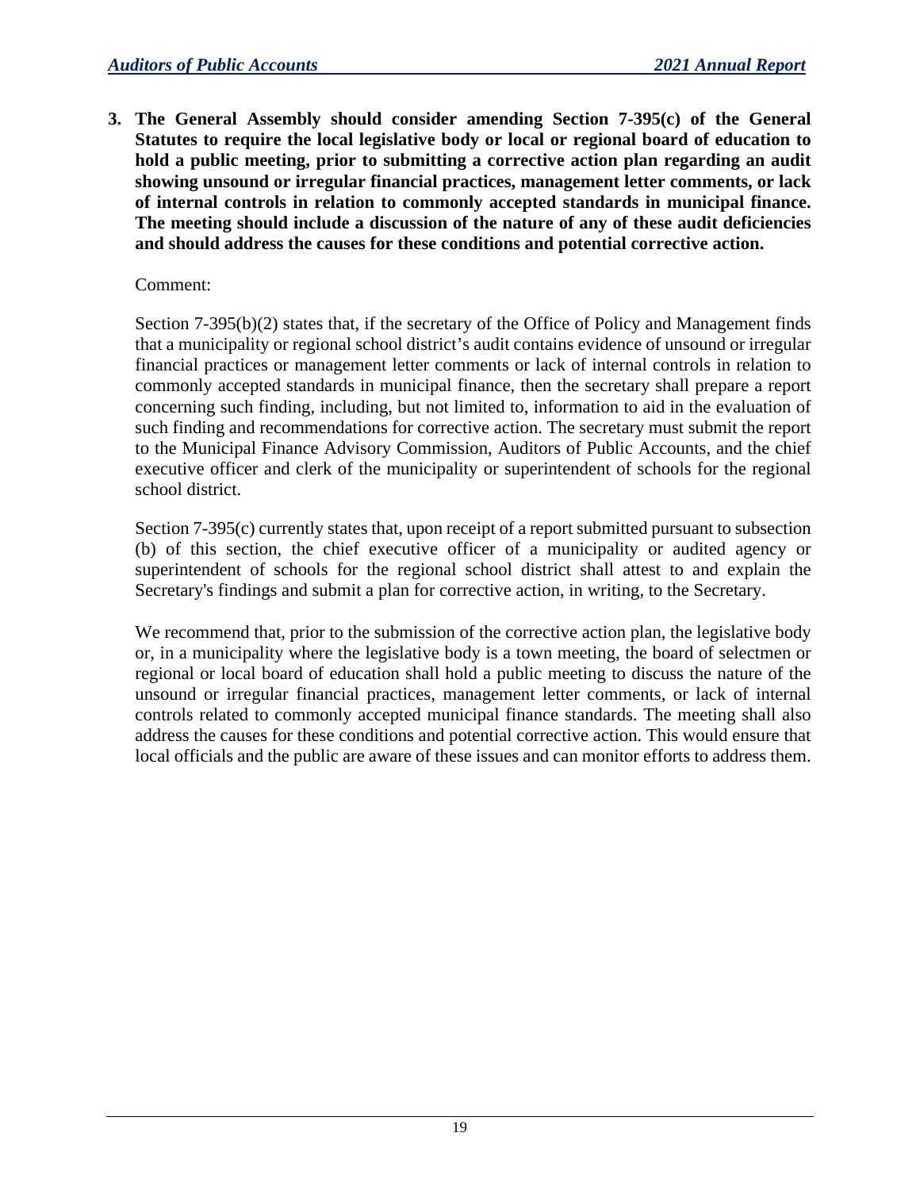3. **The General Assembly should consider amending Section 7-395(c) of the General Statutes to require the local legislative body or local or regional board of education to hold a public meeting, prior to submitting a corrective action plan regarding an audit showing unsound or irregular financial practices, management letter comments, or lack of internal controls in relation to commonly accepted standards in municipal finance. The meeting should include a discussion of the nature of any of these audit deficiencies and should address the causes for these conditions and potential corrective action.**

   Comment:

   Section 7-395(b)(2) states that, if the secretary of the Office of Policy and Management finds that a municipality or regional school district's audit contains evidence of unsound or irregular financial practices or management letter comments or lack of internal controls in relation to commonly accepted standards in municipal finance, then the secretary shall prepare a report concerning such finding, including, but not limited to, information to aid in the evaluation of such finding and recommendations for corrective action. The secretary must submit the report to the Municipal Finance Advisory Commission, Auditors of Public Accounts, and the chief executive officer and clerk of the municipality or superintendent of schools for the regional school district.

   Section 7-395(c) currently states that, upon receipt of a report submitted pursuant to subsection (b) of this section, the chief executive officer of a municipality or audited agency or superintendent of schools for the regional school district shall attest to and explain the Secretary's findings and submit a plan for corrective action, in writing, to the Secretary.

   We recommend that, prior to the submission of the corrective action plan, the legislative body or, in a municipality where the legislative body is a town meeting, the board of selectmen or regional or local board of education shall hold a public meeting to discuss the nature of the unsound or irregular financial practices, management letter comments, or lack of internal controls related to commonly accepted municipal finance standards. The meeting shall also address the causes for these conditions and potential corrective action. This would ensure that local officials and the public are aware of these issues and can monitor efforts to address them.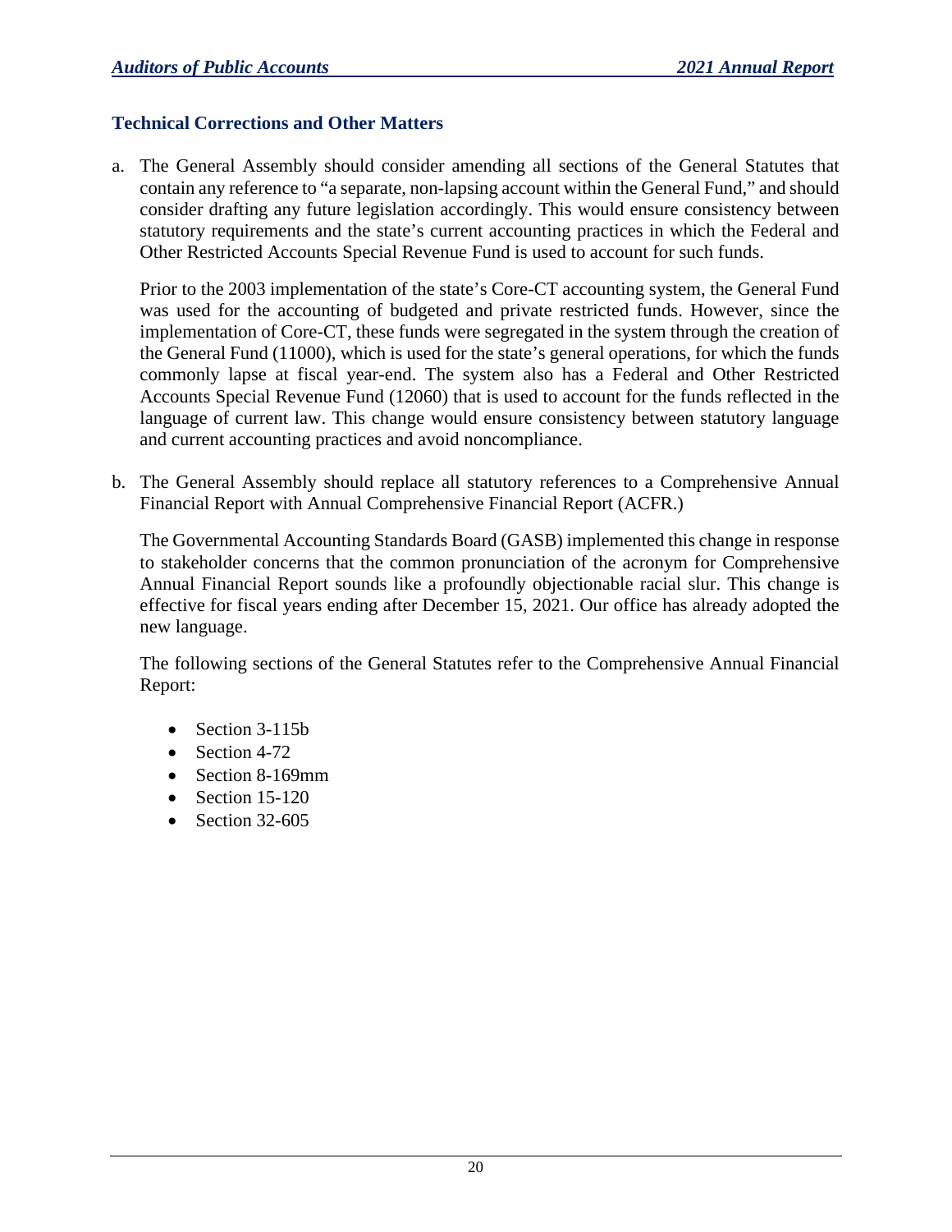### Technical Corrections and Other Matters

a. The General Assembly should consider amending all sections of the General Statutes that contain any reference to "a separate, non-lapsing account within the General Fund," and should consider drafting any future legislation accordingly. This would ensure consistency between statutory requirements and the state's current accounting practices in which the Federal and Other Restricted Accounts Special Revenue Fund is used to account for such funds.

   Prior to the 2003 implementation of the state's Core-CT accounting system, the General Fund was used for the accounting of budgeted and private restricted funds. However, since the implementation of Core-CT, these funds were segregated in the system through the creation of the General Fund (11000), which is used for the state's general operations, for which the funds commonly lapse at fiscal year-end. The system also has a Federal and Other Restricted Accounts Special Revenue Fund (12060) that is used to account for the funds reflected in the language of current law. This change would ensure consistency between statutory language and current accounting practices and avoid noncompliance.

b. The General Assembly should replace all statutory references to a Comprehensive Annual Financial Report with Annual Comprehensive Financial Report (ACFR.)

   The Governmental Accounting Standards Board (GASB) implemented this change in response to stakeholder concerns that the common pronunciation of the acronym for Comprehensive Annual Financial Report sounds like a profoundly objectionable racial slur. This change is effective for fiscal years ending after December 15, 2021. Our office has already adopted the new language.

   The following sections of the General Statutes refer to the Comprehensive Annual Financial Report:

   - Section 3-115b
   - Section 4-72
   - Section 8-169mm
   - Section 15-120
   - Section 32-605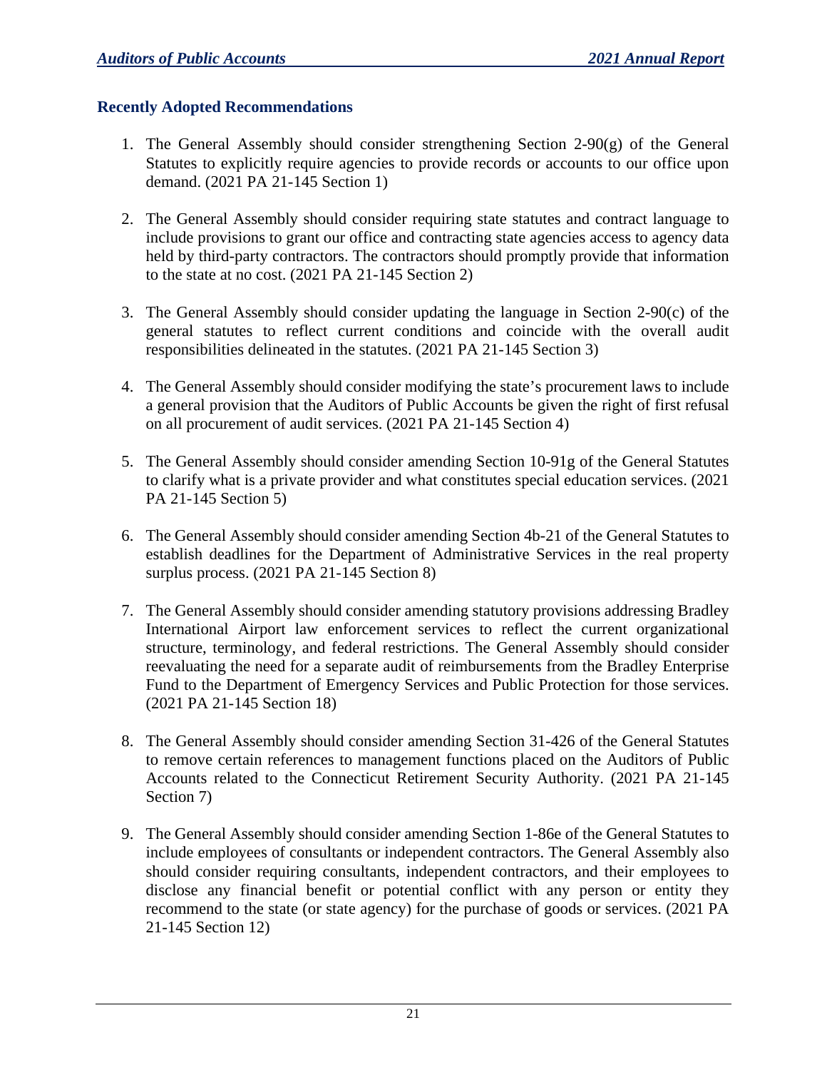## Recently Adopted Recommendations

1. The General Assembly should consider strengthening Section 2-90(g) of the General Statutes to explicitly require agencies to provide records or accounts to our office upon demand. (2021 PA 21-145 Section 1)

2. The General Assembly should consider requiring state statutes and contract language to include provisions to grant our office and contracting state agencies access to agency data held by third-party contractors. The contractors should promptly provide that information to the state at no cost. (2021 PA 21-145 Section 2)

3. The General Assembly should consider updating the language in Section 2-90(c) of the general statutes to reflect current conditions and coincide with the overall audit responsibilities delineated in the statutes. (2021 PA 21-145 Section 3)

4. The General Assembly should consider modifying the state's procurement laws to include a general provision that the Auditors of Public Accounts be given the right of first refusal on all procurement of audit services. (2021 PA 21-145 Section 4)

5. The General Assembly should consider amending Section 10-91g of the General Statutes to clarify what is a private provider and what constitutes special education services. (2021 PA 21-145 Section 5)

6. The General Assembly should consider amending Section 4b-21 of the General Statutes to establish deadlines for the Department of Administrative Services in the real property surplus process. (2021 PA 21-145 Section 8)

7. The General Assembly should consider amending statutory provisions addressing Bradley International Airport law enforcement services to reflect the current organizational structure, terminology, and federal restrictions. The General Assembly should consider reevaluating the need for a separate audit of reimbursements from the Bradley Enterprise Fund to the Department of Emergency Services and Public Protection for those services. (2021 PA 21-145 Section 18)

8. The General Assembly should consider amending Section 31-426 of the General Statutes to remove certain references to management functions placed on the Auditors of Public Accounts related to the Connecticut Retirement Security Authority. (2021 PA 21-145 Section 7)

9. The General Assembly should consider amending Section 1-86e of the General Statutes to include employees of consultants or independent contractors. The General Assembly also should consider requiring consultants, independent contractors, and their employees to disclose any financial benefit or potential conflict with any person or entity they recommend to the state (or state agency) for the purchase of goods or services. (2021 PA 21-145 Section 12)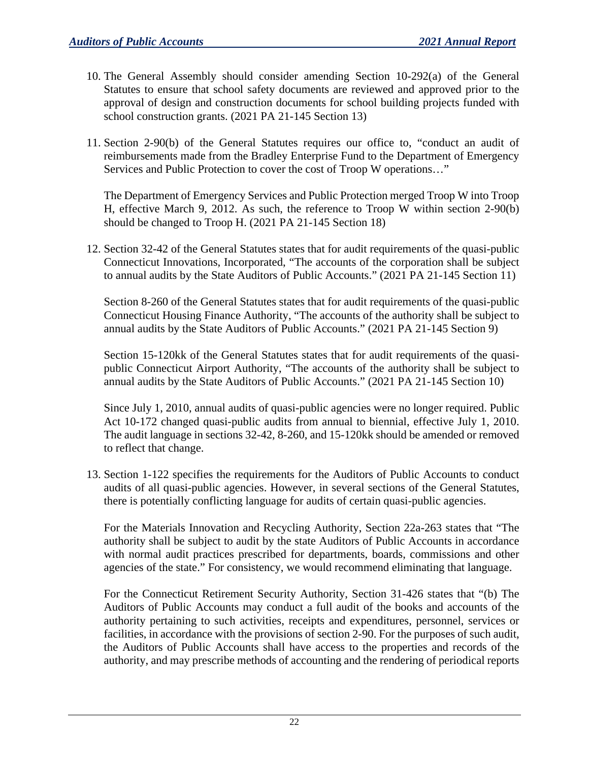10. The General Assembly should consider amending Section 10-292(a) of the General Statutes to ensure that school safety documents are reviewed and approved prior to the approval of design and construction documents for school building projects funded with school construction grants. (2021 PA 21-145 Section 13)

11. Section 2-90(b) of the General Statutes requires our office to, "conduct an audit of reimbursements made from the Bradley Enterprise Fund to the Department of Emergency Services and Public Protection to cover the cost of Troop W operations…"

    The Department of Emergency Services and Public Protection merged Troop W into Troop H, effective March 9, 2012. As such, the reference to Troop W within section 2-90(b) should be changed to Troop H. (2021 PA 21-145 Section 18)

12. Section 32-42 of the General Statutes states that for audit requirements of the quasi-public Connecticut Innovations, Incorporated, "The accounts of the corporation shall be subject to annual audits by the State Auditors of Public Accounts." (2021 PA 21-145 Section 11)

    Section 8-260 of the General Statutes states that for audit requirements of the quasi-public Connecticut Housing Finance Authority, "The accounts of the authority shall be subject to annual audits by the State Auditors of Public Accounts." (2021 PA 21-145 Section 9)

    Section 15-120kk of the General Statutes states that for audit requirements of the quasi-public Connecticut Airport Authority, "The accounts of the authority shall be subject to annual audits by the State Auditors of Public Accounts." (2021 PA 21-145 Section 10)

    Since July 1, 2010, annual audits of quasi-public agencies were no longer required. Public Act 10-172 changed quasi-public audits from annual to biennial, effective July 1, 2010. The audit language in sections 32-42, 8-260, and 15-120kk should be amended or removed to reflect that change.

13. Section 1-122 specifies the requirements for the Auditors of Public Accounts to conduct audits of all quasi-public agencies. However, in several sections of the General Statutes, there is potentially conflicting language for audits of certain quasi-public agencies.

    For the Materials Innovation and Recycling Authority, Section 22a-263 states that "The authority shall be subject to audit by the state Auditors of Public Accounts in accordance with normal audit practices prescribed for departments, boards, commissions and other agencies of the state." For consistency, we would recommend eliminating that language.

    For the Connecticut Retirement Security Authority, Section 31-426 states that "(b) The Auditors of Public Accounts may conduct a full audit of the books and accounts of the authority pertaining to such activities, receipts and expenditures, personnel, services or facilities, in accordance with the provisions of section 2-90. For the purposes of such audit, the Auditors of Public Accounts shall have access to the properties and records of the authority, and may prescribe methods of accounting and the rendering of periodical reports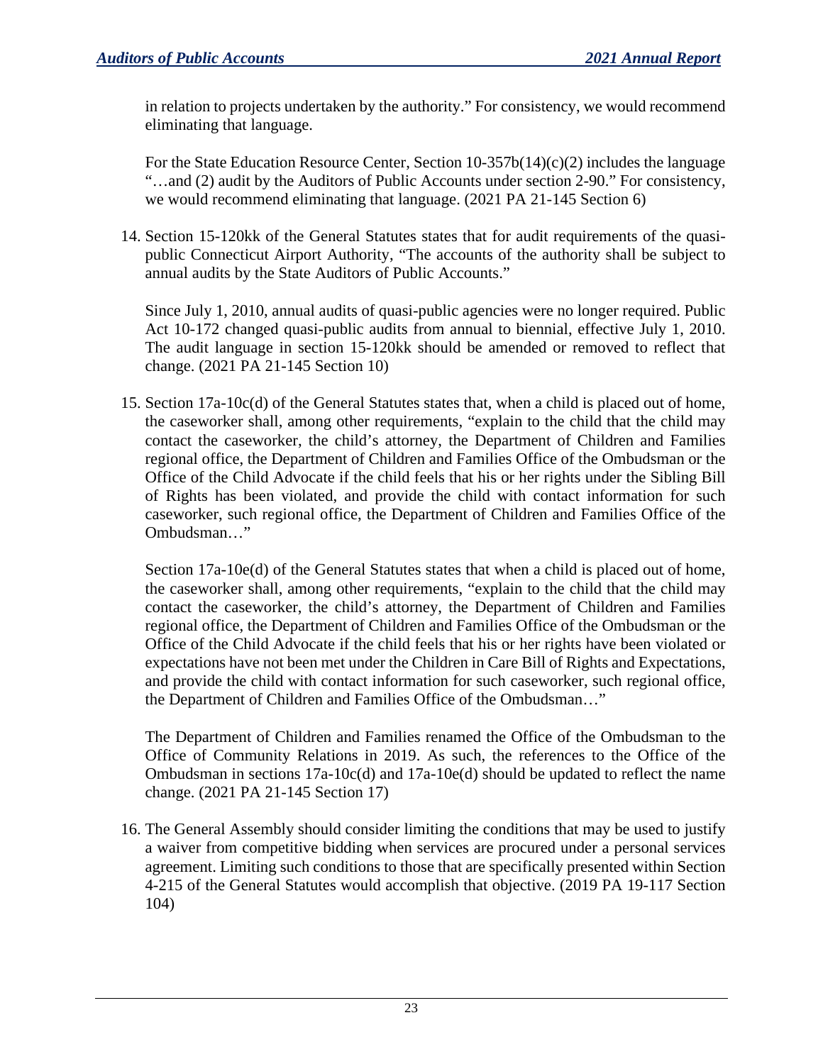in relation to projects undertaken by the authority." For consistency, we would recommend eliminating that language.

For the State Education Resource Center, Section 10-357b(14)(c)(2) includes the language "…and (2) audit by the Auditors of Public Accounts under section 2-90." For consistency, we would recommend eliminating that language. (2021 PA 21-145 Section 6)

14. Section 15-120kk of the General Statutes states that for audit requirements of the quasi-public Connecticut Airport Authority, "The accounts of the authority shall be subject to annual audits by the State Auditors of Public Accounts."

    Since July 1, 2010, annual audits of quasi-public agencies were no longer required. Public Act 10-172 changed quasi-public audits from annual to biennial, effective July 1, 2010. The audit language in section 15-120kk should be amended or removed to reflect that change. (2021 PA 21-145 Section 10)

15. Section 17a-10c(d) of the General Statutes states that, when a child is placed out of home, the caseworker shall, among other requirements, "explain to the child that the child may contact the caseworker, the child's attorney, the Department of Children and Families regional office, the Department of Children and Families Office of the Ombudsman or the Office of the Child Advocate if the child feels that his or her rights under the Sibling Bill of Rights has been violated, and provide the child with contact information for such caseworker, such regional office, the Department of Children and Families Office of the Ombudsman…"

    Section 17a-10e(d) of the General Statutes states that when a child is placed out of home, the caseworker shall, among other requirements, "explain to the child that the child may contact the caseworker, the child's attorney, the Department of Children and Families regional office, the Department of Children and Families Office of the Ombudsman or the Office of the Child Advocate if the child feels that his or her rights have been violated or expectations have not been met under the Children in Care Bill of Rights and Expectations, and provide the child with contact information for such caseworker, such regional office, the Department of Children and Families Office of the Ombudsman…"

    The Department of Children and Families renamed the Office of the Ombudsman to the Office of Community Relations in 2019. As such, the references to the Office of the Ombudsman in sections 17a-10c(d) and 17a-10e(d) should be updated to reflect the name change. (2021 PA 21-145 Section 17)

16. The General Assembly should consider limiting the conditions that may be used to justify a waiver from competitive bidding when services are procured under a personal services agreement. Limiting such conditions to those that are specifically presented within Section 4-215 of the General Statutes would accomplish that objective. (2019 PA 19-117 Section 104)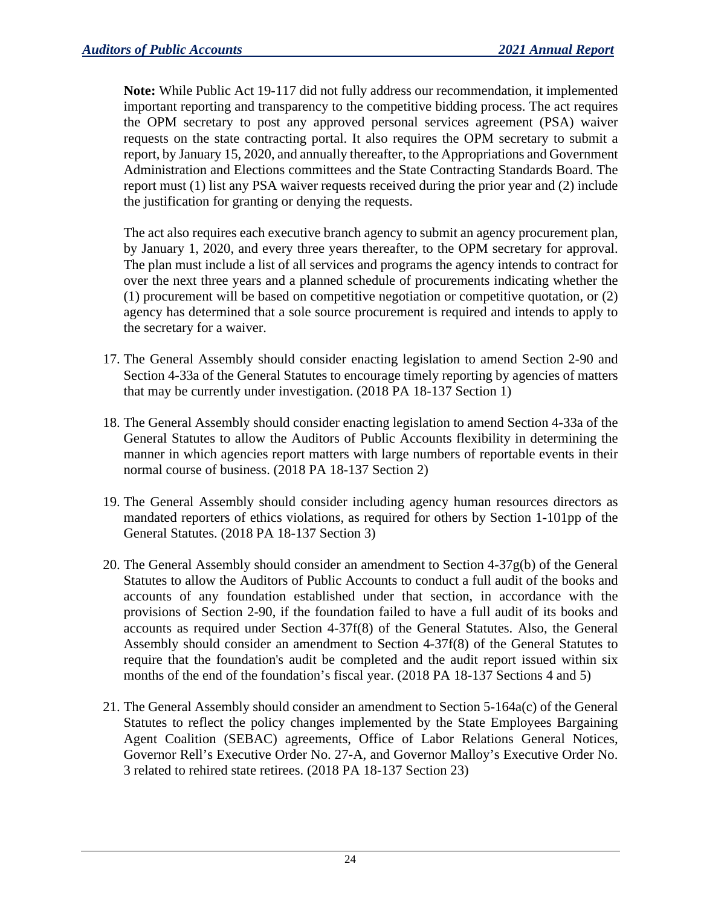**Note:** While Public Act 19-117 did not fully address our recommendation, it implemented important reporting and transparency to the competitive bidding process. The act requires the OPM secretary to post any approved personal services agreement (PSA) waiver requests on the state contracting portal. It also requires the OPM secretary to submit a report, by January 15, 2020, and annually thereafter, to the Appropriations and Government Administration and Elections committees and the State Contracting Standards Board. The report must (1) list any PSA waiver requests received during the prior year and (2) include the justification for granting or denying the requests.

The act also requires each executive branch agency to submit an agency procurement plan, by January 1, 2020, and every three years thereafter, to the OPM secretary for approval. The plan must include a list of all services and programs the agency intends to contract for over the next three years and a planned schedule of procurements indicating whether the (1) procurement will be based on competitive negotiation or competitive quotation, or (2) agency has determined that a sole source procurement is required and intends to apply to the secretary for a waiver.

17. The General Assembly should consider enacting legislation to amend Section 2-90 and Section 4-33a of the General Statutes to encourage timely reporting by agencies of matters that may be currently under investigation. (2018 PA 18-137 Section 1)

18. The General Assembly should consider enacting legislation to amend Section 4-33a of the General Statutes to allow the Auditors of Public Accounts flexibility in determining the manner in which agencies report matters with large numbers of reportable events in their normal course of business. (2018 PA 18-137 Section 2)

19. The General Assembly should consider including agency human resources directors as mandated reporters of ethics violations, as required for others by Section 1-101pp of the General Statutes. (2018 PA 18-137 Section 3)

20. The General Assembly should consider an amendment to Section 4-37g(b) of the General Statutes to allow the Auditors of Public Accounts to conduct a full audit of the books and accounts of any foundation established under that section, in accordance with the provisions of Section 2-90, if the foundation failed to have a full audit of its books and accounts as required under Section 4-37f(8) of the General Statutes. Also, the General Assembly should consider an amendment to Section 4-37f(8) of the General Statutes to require that the foundation's audit be completed and the audit report issued within six months of the end of the foundation's fiscal year. (2018 PA 18-137 Sections 4 and 5)

21. The General Assembly should consider an amendment to Section 5-164a(c) of the General Statutes to reflect the policy changes implemented by the State Employees Bargaining Agent Coalition (SEBAC) agreements, Office of Labor Relations General Notices, Governor Rell's Executive Order No. 27-A, and Governor Malloy's Executive Order No. 3 related to rehired state retirees. (2018 PA 18-137 Section 23)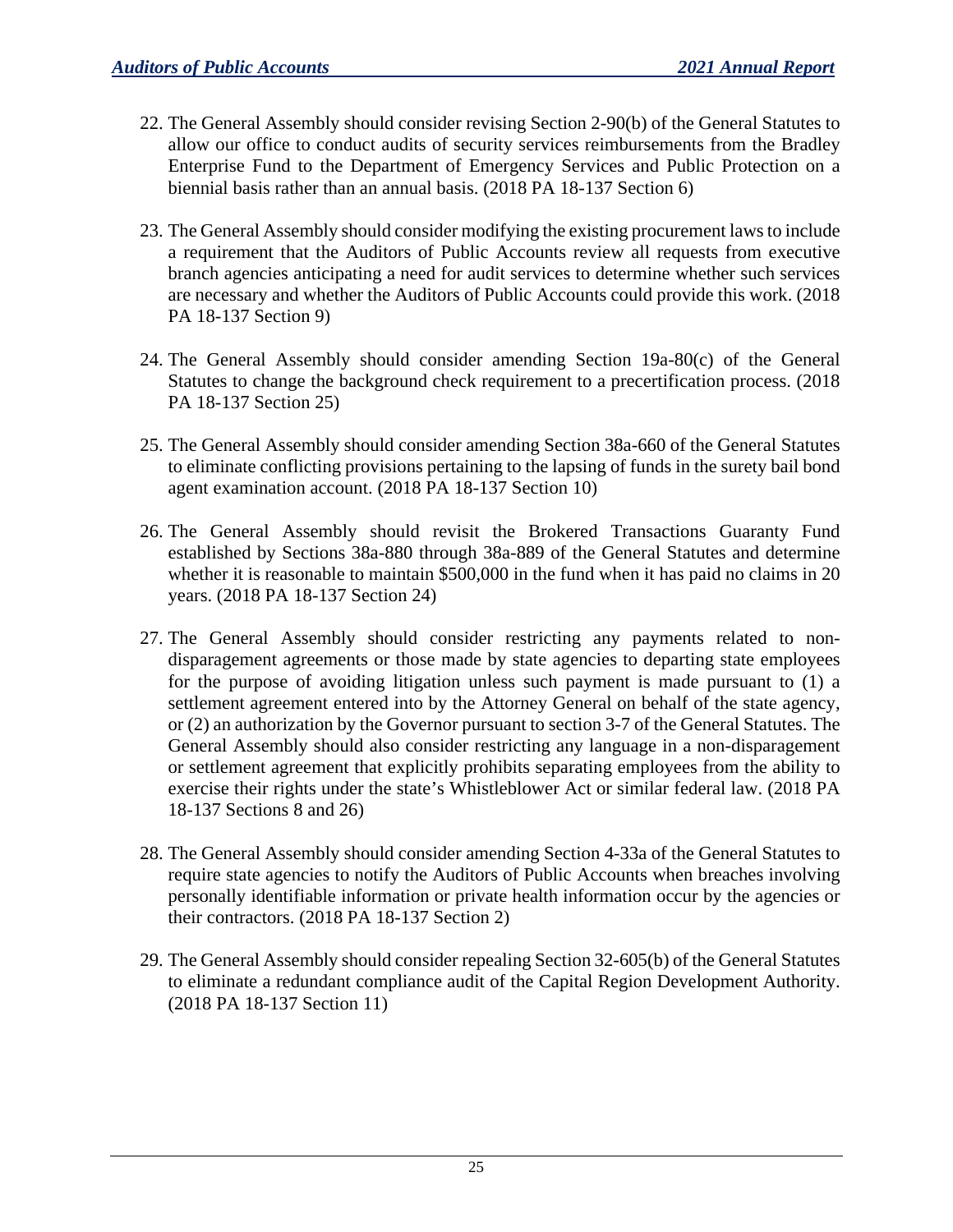22. The General Assembly should consider revising Section 2-90(b) of the General Statutes to allow our office to conduct audits of security services reimbursements from the Bradley Enterprise Fund to the Department of Emergency Services and Public Protection on a biennial basis rather than an annual basis. (2018 PA 18-137 Section 6)

23. The General Assembly should consider modifying the existing procurement laws to include a requirement that the Auditors of Public Accounts review all requests from executive branch agencies anticipating a need for audit services to determine whether such services are necessary and whether the Auditors of Public Accounts could provide this work. (2018 PA 18-137 Section 9)

24. The General Assembly should consider amending Section 19a-80(c) of the General Statutes to change the background check requirement to a precertification process. (2018 PA 18-137 Section 25)

25. The General Assembly should consider amending Section 38a-660 of the General Statutes to eliminate conflicting provisions pertaining to the lapsing of funds in the surety bail bond agent examination account. (2018 PA 18-137 Section 10)

26. The General Assembly should revisit the Brokered Transactions Guaranty Fund established by Sections 38a-880 through 38a-889 of the General Statutes and determine whether it is reasonable to maintain $500,000 in the fund when it has paid no claims in 20 years. (2018 PA 18-137 Section 24)

27. The General Assembly should consider restricting any payments related to non-disparagement agreements or those made by state agencies to departing state employees for the purpose of avoiding litigation unless such payment is made pursuant to (1) a settlement agreement entered into by the Attorney General on behalf of the state agency, or (2) an authorization by the Governor pursuant to section 3-7 of the General Statutes. The General Assembly should also consider restricting any language in a non-disparagement or settlement agreement that explicitly prohibits separating employees from the ability to exercise their rights under the state's Whistleblower Act or similar federal law. (2018 PA 18-137 Sections 8 and 26)

28. The General Assembly should consider amending Section 4-33a of the General Statutes to require state agencies to notify the Auditors of Public Accounts when breaches involving personally identifiable information or private health information occur by the agencies or their contractors. (2018 PA 18-137 Section 2)

29. The General Assembly should consider repealing Section 32-605(b) of the General Statutes to eliminate a redundant compliance audit of the Capital Region Development Authority. (2018 PA 18-137 Section 11)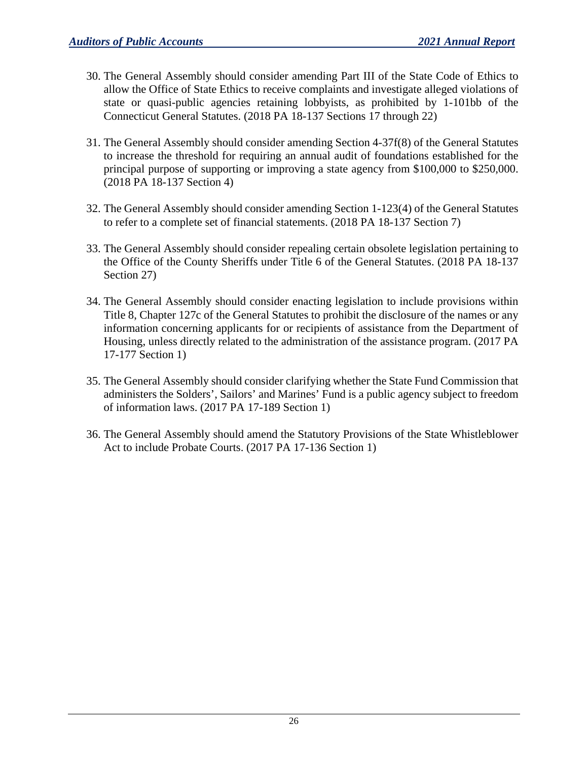30. The General Assembly should consider amending Part III of the State Code of Ethics to allow the Office of State Ethics to receive complaints and investigate alleged violations of state or quasi-public agencies retaining lobbyists, as prohibited by 1-101bb of the Connecticut General Statutes. (2018 PA 18-137 Sections 17 through 22)

31. The General Assembly should consider amending Section 4-37f(8) of the General Statutes to increase the threshold for requiring an annual audit of foundations established for the principal purpose of supporting or improving a state agency from $100,000 to $250,000. (2018 PA 18-137 Section 4)

32. The General Assembly should consider amending Section 1-123(4) of the General Statutes to refer to a complete set of financial statements. (2018 PA 18-137 Section 7)

33. The General Assembly should consider repealing certain obsolete legislation pertaining to the Office of the County Sheriffs under Title 6 of the General Statutes. (2018 PA 18-137 Section 27)

34. The General Assembly should consider enacting legislation to include provisions within Title 8, Chapter 127c of the General Statutes to prohibit the disclosure of the names or any information concerning applicants for or recipients of assistance from the Department of Housing, unless directly related to the administration of the assistance program. (2017 PA 17-177 Section 1)

35. The General Assembly should consider clarifying whether the State Fund Commission that administers the Solders', Sailors' and Marines' Fund is a public agency subject to freedom of information laws. (2017 PA 17-189 Section 1)

36. The General Assembly should amend the Statutory Provisions of the State Whistleblower Act to include Probate Courts. (2017 PA 17-136 Section 1)